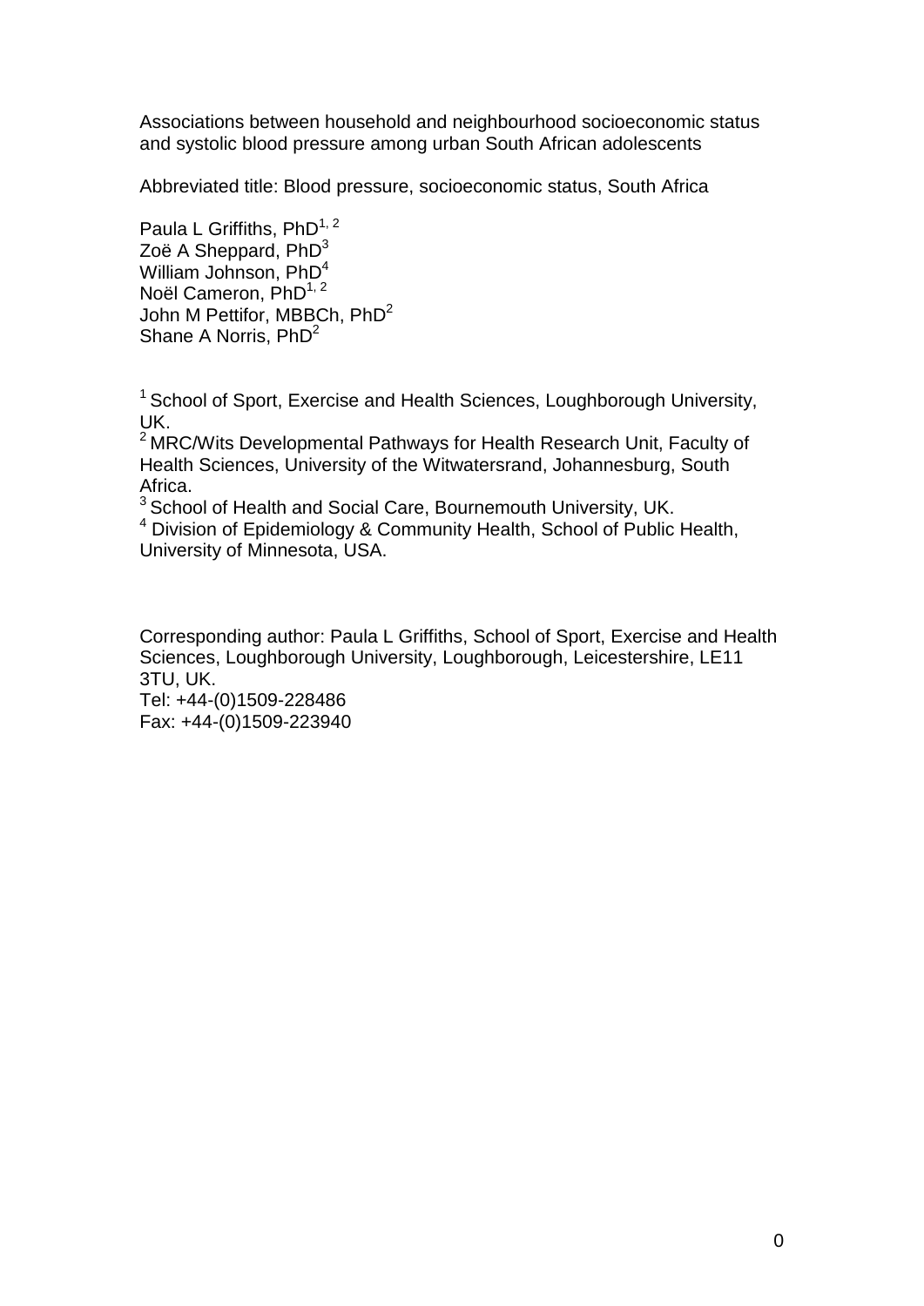Associations between household and neighbourhood socioeconomic status and systolic blood pressure among urban South African adolescents

Abbreviated title: Blood pressure, socioeconomic status, South Africa

Paula L Griffiths, PhD[1, 2]  
Zoë A Sheppard, PhD[3]  
William Johnson, PhD[4]  
Noël Cameron, PhD[1, 2]  
John M Pettifor, MBBCh, PhD[2]  
Shane A Norris, PhD[2]

[1] School of Sport, Exercise and Health Sciences, Loughborough University, UK.  
[2] MRC/Wits Developmental Pathways for Health Research Unit, Faculty of Health Sciences, University of the Witwatersrand, Johannesburg, South Africa.  
[3] School of Health and Social Care, Bournemouth University, UK.  
[4] Division of Epidemiology & Community Health, School of Public Health, University of Minnesota, USA.

Corresponding author: Paula L Griffiths, School of Sport, Exercise and Health Sciences, Loughborough University, Loughborough, Leicestershire, LE11 3TU, UK.  
Tel: +44-(0)1509-228486  
Fax: +44-(0)1509-223940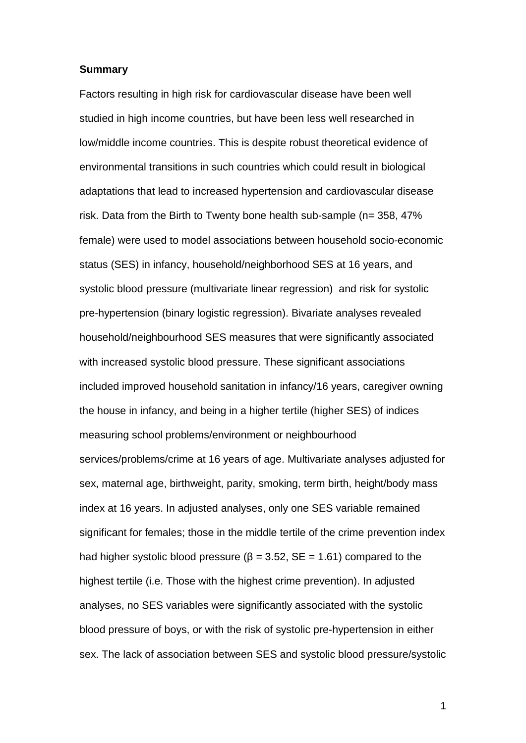**Summary**

Factors resulting in high risk for cardiovascular disease have been well studied in high income countries, but have been less well researched in low/middle income countries. This is despite robust theoretical evidence of environmental transitions in such countries which could result in biological adaptations that lead to increased hypertension and cardiovascular disease risk. Data from the Birth to Twenty bone health sub-sample (n= 358, 47% female) were used to model associations between household socio-economic status (SES) in infancy, household/neighborhood SES at 16 years, and systolic blood pressure (multivariate linear regression) and risk for systolic pre-hypertension (binary logistic regression). Bivariate analyses revealed household/neighbourhood SES measures that were significantly associated with increased systolic blood pressure. These significant associations included improved household sanitation in infancy/16 years, caregiver owning the house in infancy, and being in a higher tertile (higher SES) of indices measuring school problems/environment or neighbourhood services/problems/crime at 16 years of age. Multivariate analyses adjusted for sex, maternal age, birthweight, parity, smoking, term birth, height/body mass index at 16 years. In adjusted analyses, only one SES variable remained significant for females; those in the middle tertile of the crime prevention index had higher systolic blood pressure ($\beta = 3.52$, $SE = 1.61$) compared to the highest tertile (i.e. Those with the highest crime prevention). In adjusted analyses, no SES variables were significantly associated with the systolic blood pressure of boys, or with the risk of systolic pre-hypertension in either sex. The lack of association between SES and systolic blood pressure/systolic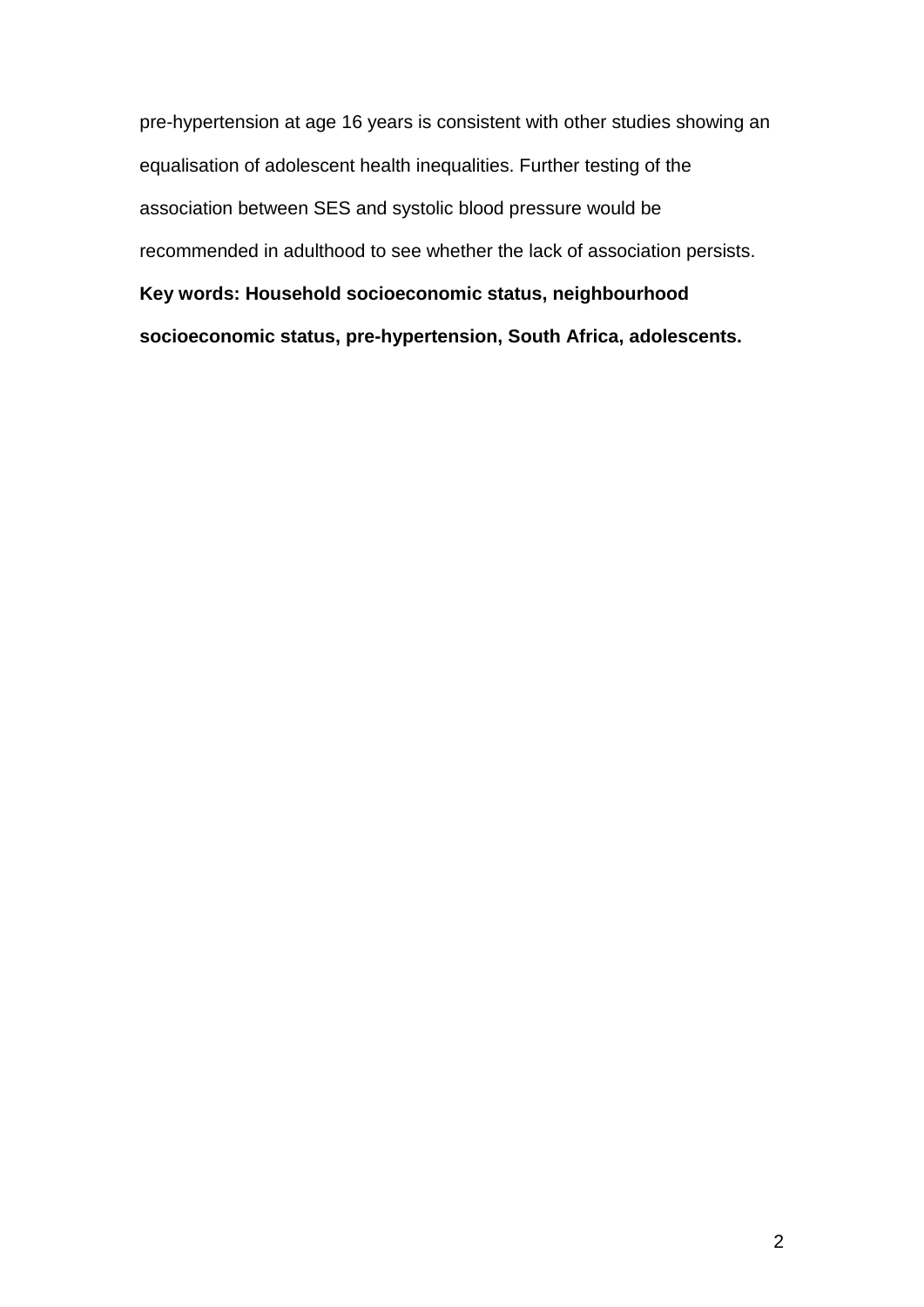pre-hypertension at age 16 years is consistent with other studies showing an equalisation of adolescent health inequalities. Further testing of the association between SES and systolic blood pressure would be recommended in adulthood to see whether the lack of association persists.

**Key words: Household socioeconomic status, neighbourhood socioeconomic status, pre-hypertension, South Africa, adolescents.**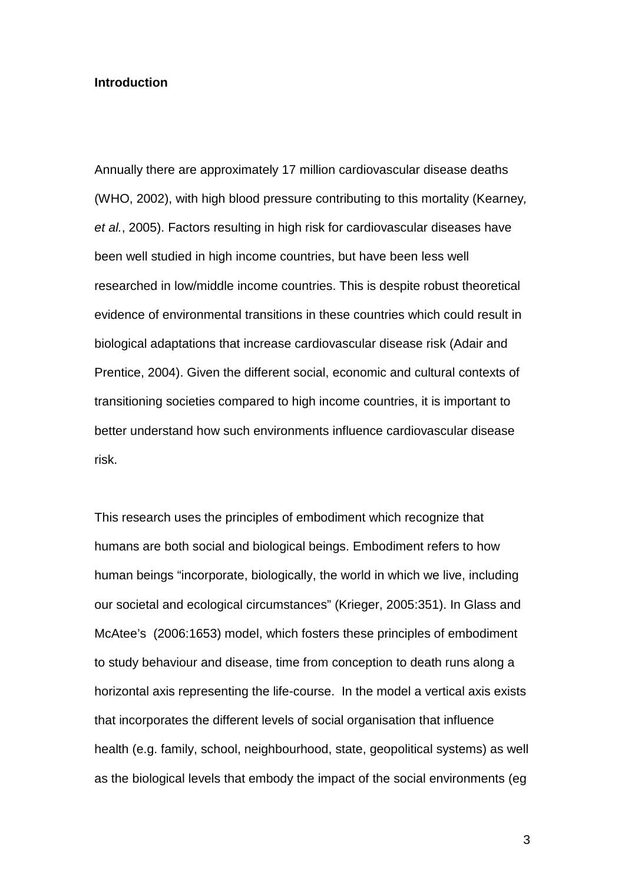**Introduction**

Annually there are approximately 17 million cardiovascular disease deaths (WHO, 2002), with high blood pressure contributing to this mortality (Kearney*, et al.*, 2005). Factors resulting in high risk for cardiovascular diseases have been well studied in high income countries, but have been less well researched in low/middle income countries. This is despite robust theoretical evidence of environmental transitions in these countries which could result in biological adaptations that increase cardiovascular disease risk (Adair and Prentice, 2004). Given the different social, economic and cultural contexts of transitioning societies compared to high income countries, it is important to better understand how such environments influence cardiovascular disease risk.

This research uses the principles of embodiment which recognize that humans are both social and biological beings. Embodiment refers to how human beings "incorporate, biologically, the world in which we live, including our societal and ecological circumstances" (Krieger, 2005:351). In Glass and McAtee's (2006:1653) model, which fosters these principles of embodiment to study behaviour and disease, time from conception to death runs along a horizontal axis representing the life-course. In the model a vertical axis exists that incorporates the different levels of social organisation that influence health (e.g. family, school, neighbourhood, state, geopolitical systems) as well as the biological levels that embody the impact of the social environments (eg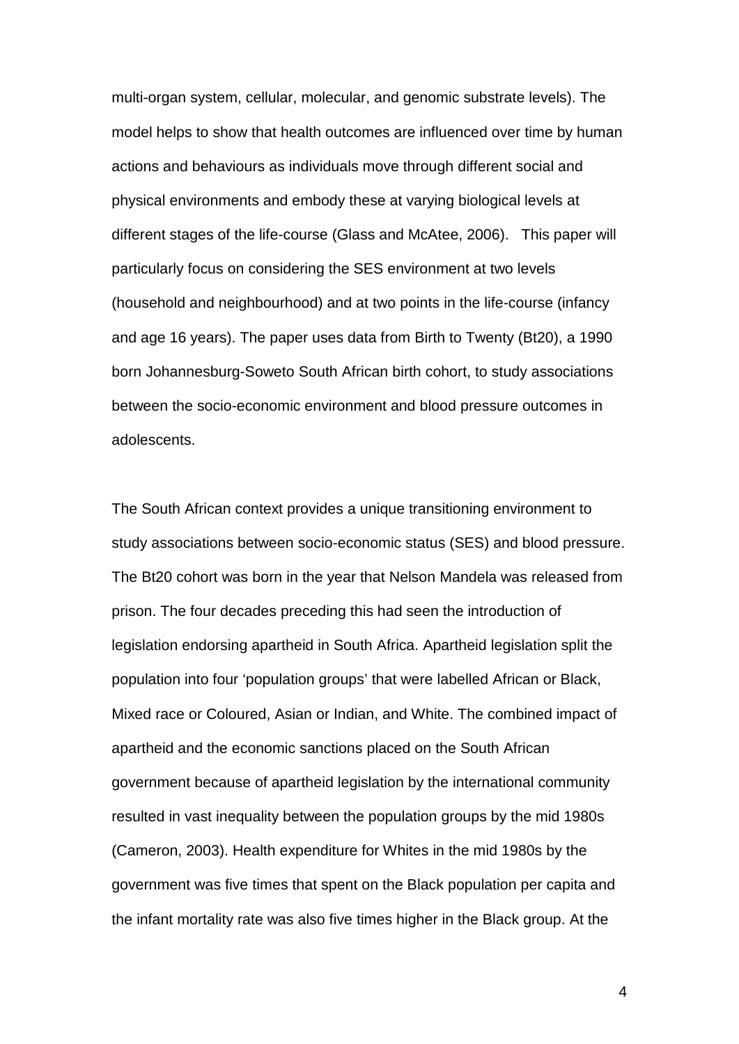multi-organ system, cellular, molecular, and genomic substrate levels). The model helps to show that health outcomes are influenced over time by human actions and behaviours as individuals move through different social and physical environments and embody these at varying biological levels at different stages of the life-course (Glass and McAtee, 2006). This paper will particularly focus on considering the SES environment at two levels (household and neighbourhood) and at two points in the life-course (infancy and age 16 years). The paper uses data from Birth to Twenty (Bt20), a 1990 born Johannesburg-Soweto South African birth cohort, to study associations between the socio-economic environment and blood pressure outcomes in adolescents.

The South African context provides a unique transitioning environment to study associations between socio-economic status (SES) and blood pressure. The Bt20 cohort was born in the year that Nelson Mandela was released from prison. The four decades preceding this had seen the introduction of legislation endorsing apartheid in South Africa. Apartheid legislation split the population into four 'population groups' that were labelled African or Black, Mixed race or Coloured, Asian or Indian, and White. The combined impact of apartheid and the economic sanctions placed on the South African government because of apartheid legislation by the international community resulted in vast inequality between the population groups by the mid 1980s (Cameron, 2003). Health expenditure for Whites in the mid 1980s by the government was five times that spent on the Black population per capita and the infant mortality rate was also five times higher in the Black group. At the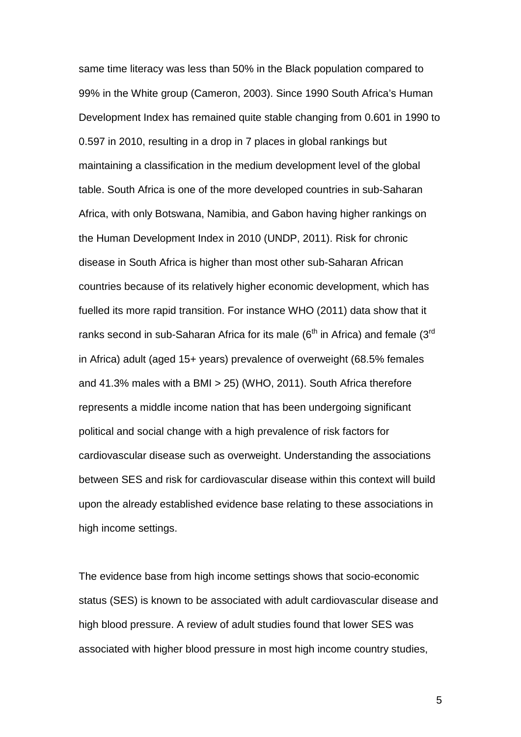same time literacy was less than 50% in the Black population compared to 99% in the White group (Cameron, 2003). Since 1990 South Africa's Human Development Index has remained quite stable changing from 0.601 in 1990 to 0.597 in 2010, resulting in a drop in 7 places in global rankings but maintaining a classification in the medium development level of the global table. South Africa is one of the more developed countries in sub-Saharan Africa, with only Botswana, Namibia, and Gabon having higher rankings on the Human Development Index in 2010 (UNDP, 2011). Risk for chronic disease in South Africa is higher than most other sub-Saharan African countries because of its relatively higher economic development, which has fuelled its more rapid transition. For instance WHO (2011) data show that it ranks second in sub-Saharan Africa for its male (6$^{th}$ in Africa) and female (3$^{rd}$ in Africa) adult (aged 15+ years) prevalence of overweight (68.5% females and 41.3% males with a BMI > 25) (WHO, 2011). South Africa therefore represents a middle income nation that has been undergoing significant political and social change with a high prevalence of risk factors for cardiovascular disease such as overweight. Understanding the associations between SES and risk for cardiovascular disease within this context will build upon the already established evidence base relating to these associations in high income settings.

The evidence base from high income settings shows that socio-economic status (SES) is known to be associated with adult cardiovascular disease and high blood pressure. A review of adult studies found that lower SES was associated with higher blood pressure in most high income country studies,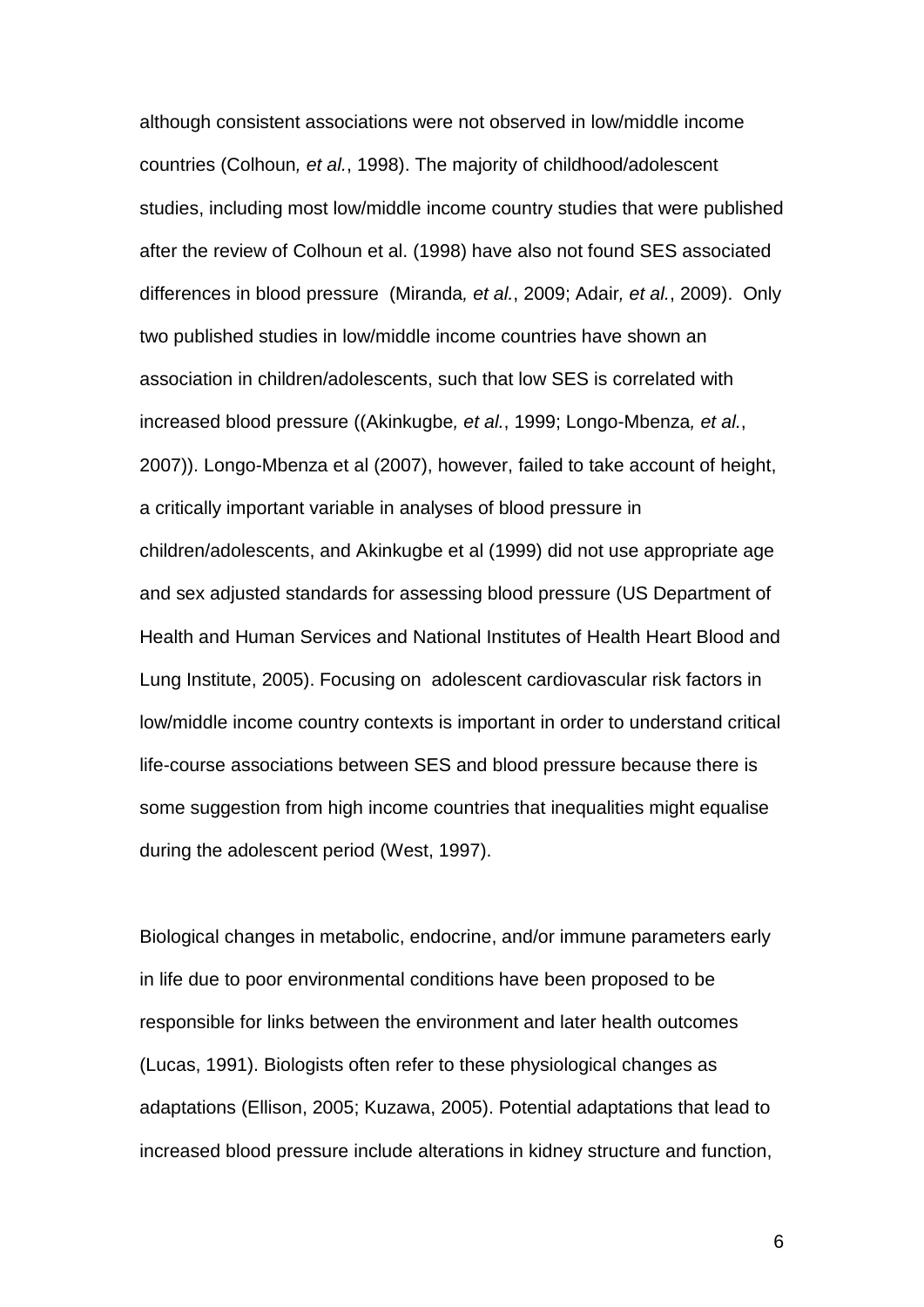although consistent associations were not observed in low/middle income countries (Colhoun*, et al.*, 1998). The majority of childhood/adolescent studies, including most low/middle income country studies that were published after the review of Colhoun et al. (1998) have also not found SES associated differences in blood pressure (Miranda*, et al.*, 2009; Adair*, et al.*, 2009). Only two published studies in low/middle income countries have shown an association in children/adolescents, such that low SES is correlated with increased blood pressure ((Akinkugbe*, et al.*, 1999; Longo-Mbenza*, et al.*, 2007)). Longo-Mbenza et al (2007), however, failed to take account of height, a critically important variable in analyses of blood pressure in children/adolescents, and Akinkugbe et al (1999) did not use appropriate age and sex adjusted standards for assessing blood pressure (US Department of Health and Human Services and National Institutes of Health Heart Blood and Lung Institute, 2005). Focusing on adolescent cardiovascular risk factors in low/middle income country contexts is important in order to understand critical life-course associations between SES and blood pressure because there is some suggestion from high income countries that inequalities might equalise during the adolescent period (West, 1997).

Biological changes in metabolic, endocrine, and/or immune parameters early in life due to poor environmental conditions have been proposed to be responsible for links between the environment and later health outcomes (Lucas, 1991). Biologists often refer to these physiological changes as adaptations (Ellison, 2005; Kuzawa, 2005). Potential adaptations that lead to increased blood pressure include alterations in kidney structure and function,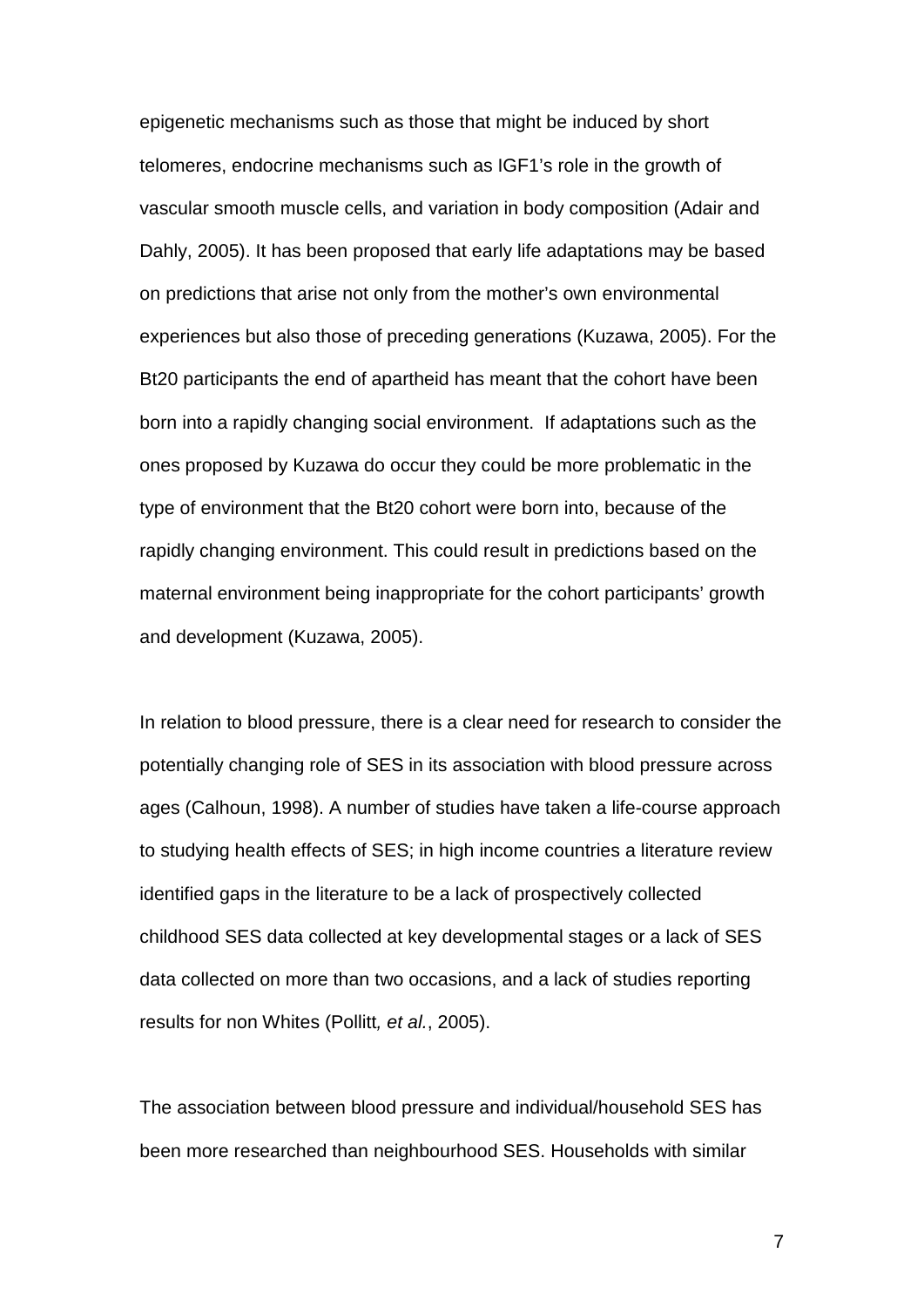epigenetic mechanisms such as those that might be induced by short telomeres, endocrine mechanisms such as IGF1's role in the growth of vascular smooth muscle cells, and variation in body composition (Adair and Dahly, 2005). It has been proposed that early life adaptations may be based on predictions that arise not only from the mother's own environmental experiences but also those of preceding generations (Kuzawa, 2005). For the Bt20 participants the end of apartheid has meant that the cohort have been born into a rapidly changing social environment. If adaptations such as the ones proposed by Kuzawa do occur they could be more problematic in the type of environment that the Bt20 cohort were born into, because of the rapidly changing environment. This could result in predictions based on the maternal environment being inappropriate for the cohort participants' growth and development (Kuzawa, 2005).

In relation to blood pressure, there is a clear need for research to consider the potentially changing role of SES in its association with blood pressure across ages (Calhoun, 1998). A number of studies have taken a life-course approach to studying health effects of SES; in high income countries a literature review identified gaps in the literature to be a lack of prospectively collected childhood SES data collected at key developmental stages or a lack of SES data collected on more than two occasions, and a lack of studies reporting results for non Whites (Pollitt*, et al.*, 2005).

The association between blood pressure and individual/household SES has been more researched than neighbourhood SES. Households with similar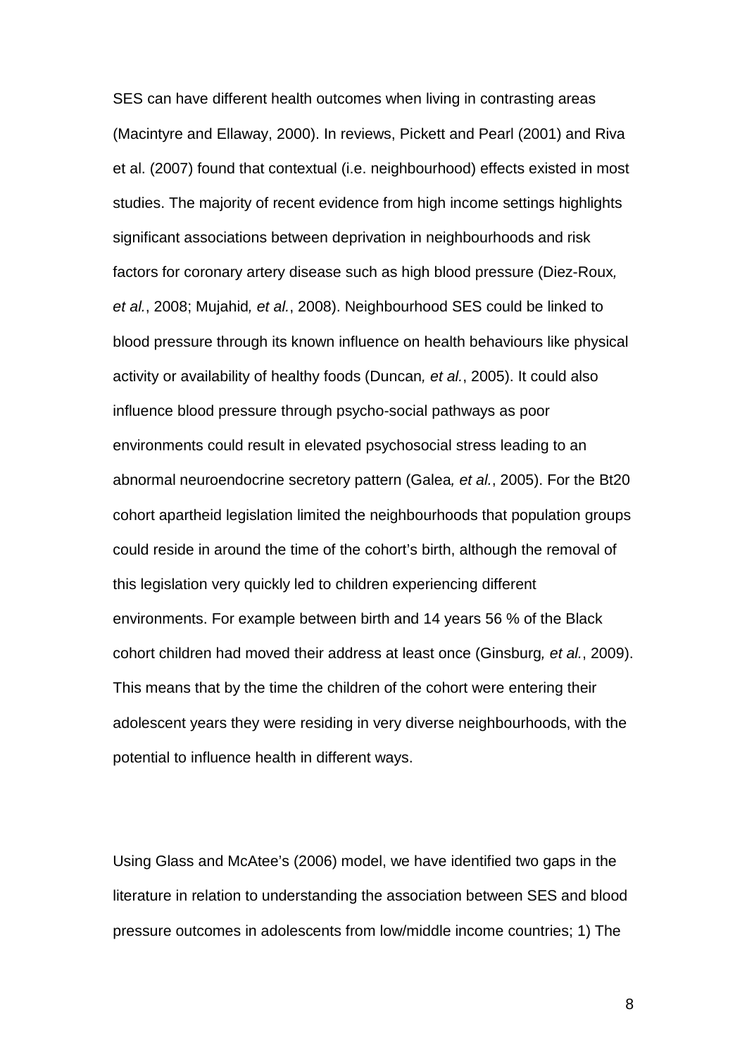SES can have different health outcomes when living in contrasting areas (Macintyre and Ellaway, 2000). In reviews, Pickett and Pearl (2001) and Riva et al. (2007) found that contextual (i.e. neighbourhood) effects existed in most studies. The majority of recent evidence from high income settings highlights significant associations between deprivation in neighbourhoods and risk factors for coronary artery disease such as high blood pressure (Diez-Roux*, et al.*, 2008; Mujahid*, et al.*, 2008). Neighbourhood SES could be linked to blood pressure through its known influence on health behaviours like physical activity or availability of healthy foods (Duncan*, et al.*, 2005). It could also influence blood pressure through psycho-social pathways as poor environments could result in elevated psychosocial stress leading to an abnormal neuroendocrine secretory pattern (Galea*, et al.*, 2005). For the Bt20 cohort apartheid legislation limited the neighbourhoods that population groups could reside in around the time of the cohort's birth, although the removal of this legislation very quickly led to children experiencing different environments. For example between birth and 14 years 56 % of the Black cohort children had moved their address at least once (Ginsburg*, et al.*, 2009). This means that by the time the children of the cohort were entering their adolescent years they were residing in very diverse neighbourhoods, with the potential to influence health in different ways.

Using Glass and McAtee's (2006) model, we have identified two gaps in the literature in relation to understanding the association between SES and blood pressure outcomes in adolescents from low/middle income countries; 1) The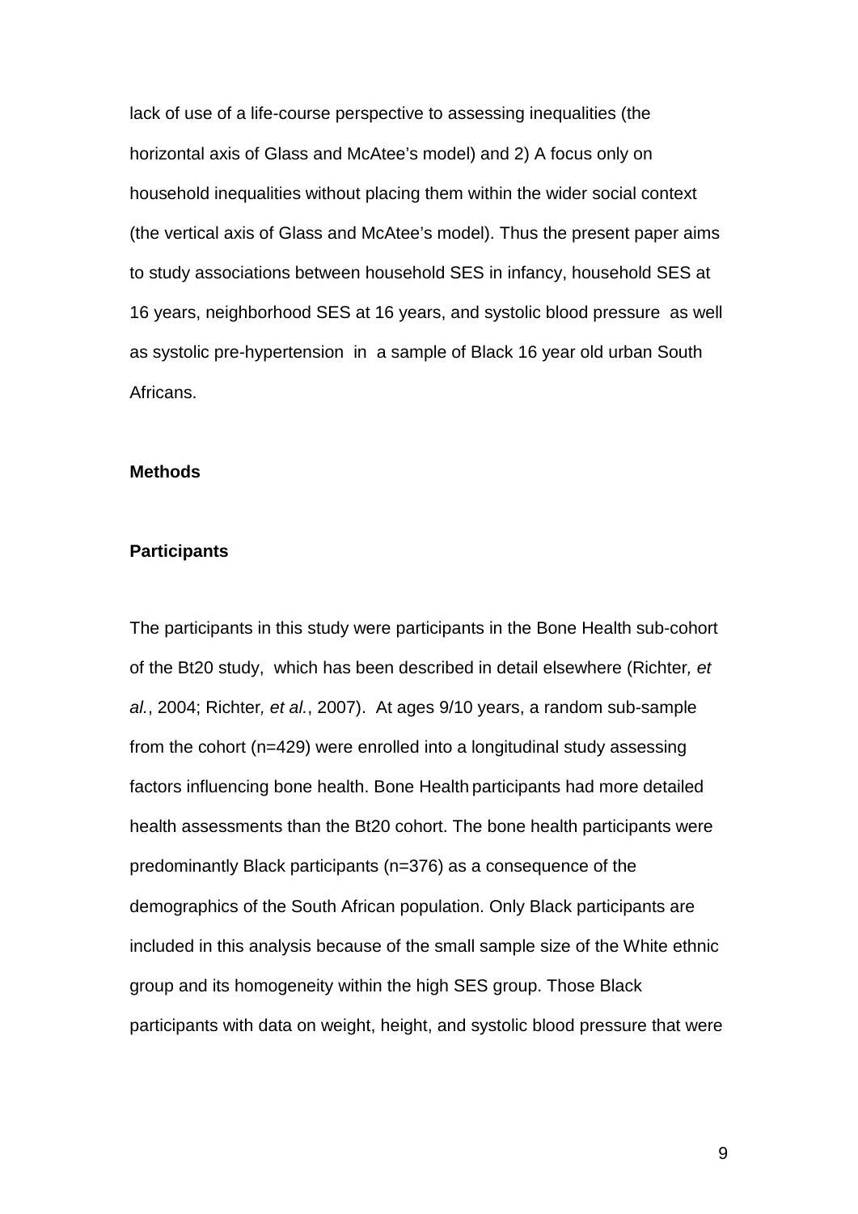lack of use of a life-course perspective to assessing inequalities (the horizontal axis of Glass and McAtee's model) and 2) A focus only on household inequalities without placing them within the wider social context (the vertical axis of Glass and McAtee's model). Thus the present paper aims to study associations between household SES in infancy, household SES at 16 years, neighborhood SES at 16 years, and systolic blood pressure as well as systolic pre-hypertension in a sample of Black 16 year old urban South Africans.

## Methods

### Participants

The participants in this study were participants in the Bone Health sub-cohort of the Bt20 study, which has been described in detail elsewhere (Richter*, et al.*, 2004; Richter*, et al.*, 2007). At ages 9/10 years, a random sub-sample from the cohort (n=429) were enrolled into a longitudinal study assessing factors influencing bone health. Bone Health participants had more detailed health assessments than the Bt20 cohort. The bone health participants were predominantly Black participants (n=376) as a consequence of the demographics of the South African population. Only Black participants are included in this analysis because of the small sample size of the White ethnic group and its homogeneity within the high SES group. Those Black participants with data on weight, height, and systolic blood pressure that were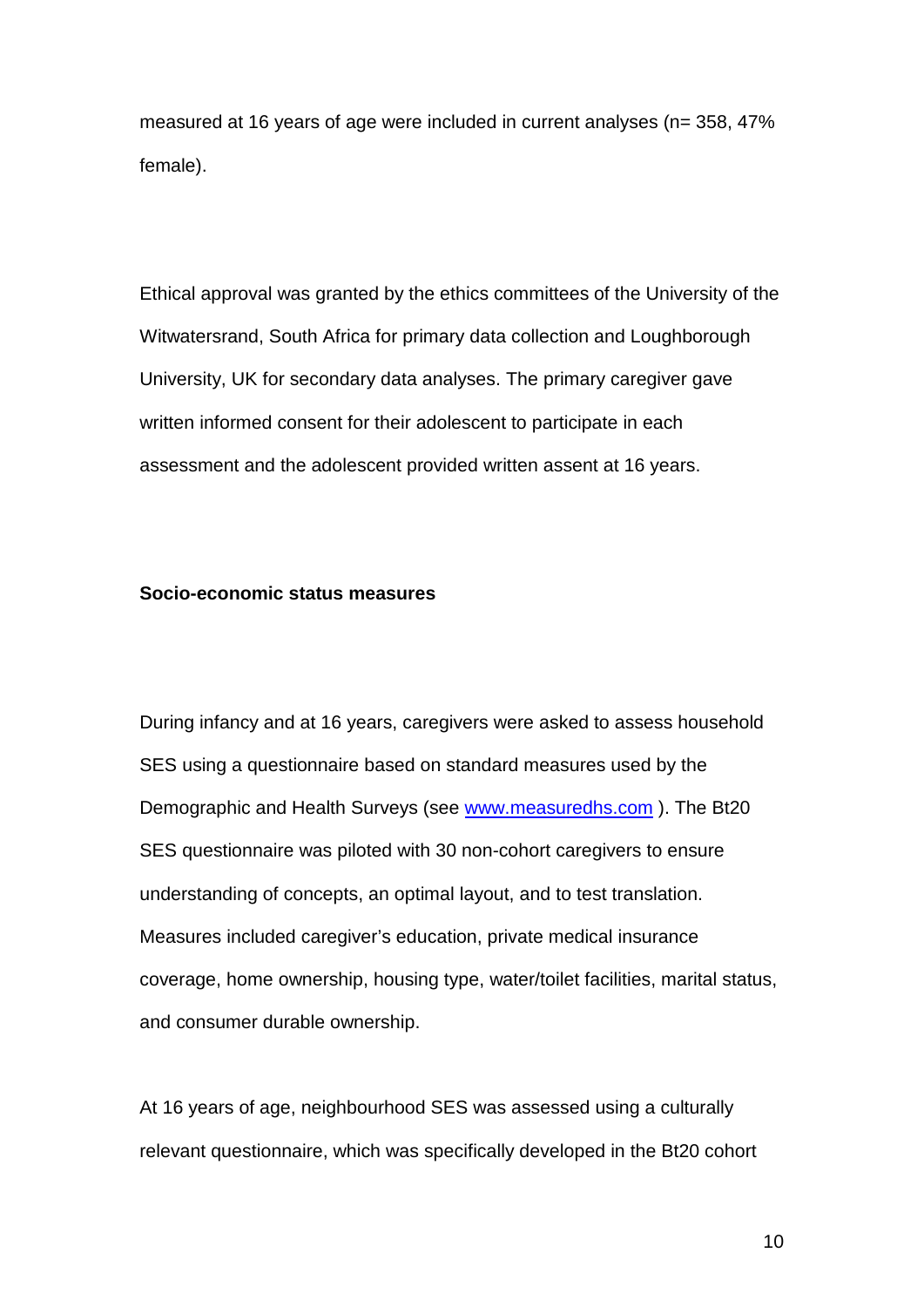measured at 16 years of age were included in current analyses (n= 358, 47% female).

Ethical approval was granted by the ethics committees of the University of the Witwatersrand, South Africa for primary data collection and Loughborough University, UK for secondary data analyses. The primary caregiver gave written informed consent for their adolescent to participate in each assessment and the adolescent provided written assent at 16 years.

**Socio-economic status measures**

During infancy and at 16 years, caregivers were asked to assess household SES using a questionnaire based on standard measures used by the Demographic and Health Surveys (see [www.measuredhs.com](http://www.measuredhs.com) ). The Bt20 SES questionnaire was piloted with 30 non-cohort caregivers to ensure understanding of concepts, an optimal layout, and to test translation. Measures included caregiver's education, private medical insurance coverage, home ownership, housing type, water/toilet facilities, marital status, and consumer durable ownership.

At 16 years of age, neighbourhood SES was assessed using a culturally relevant questionnaire, which was specifically developed in the Bt20 cohort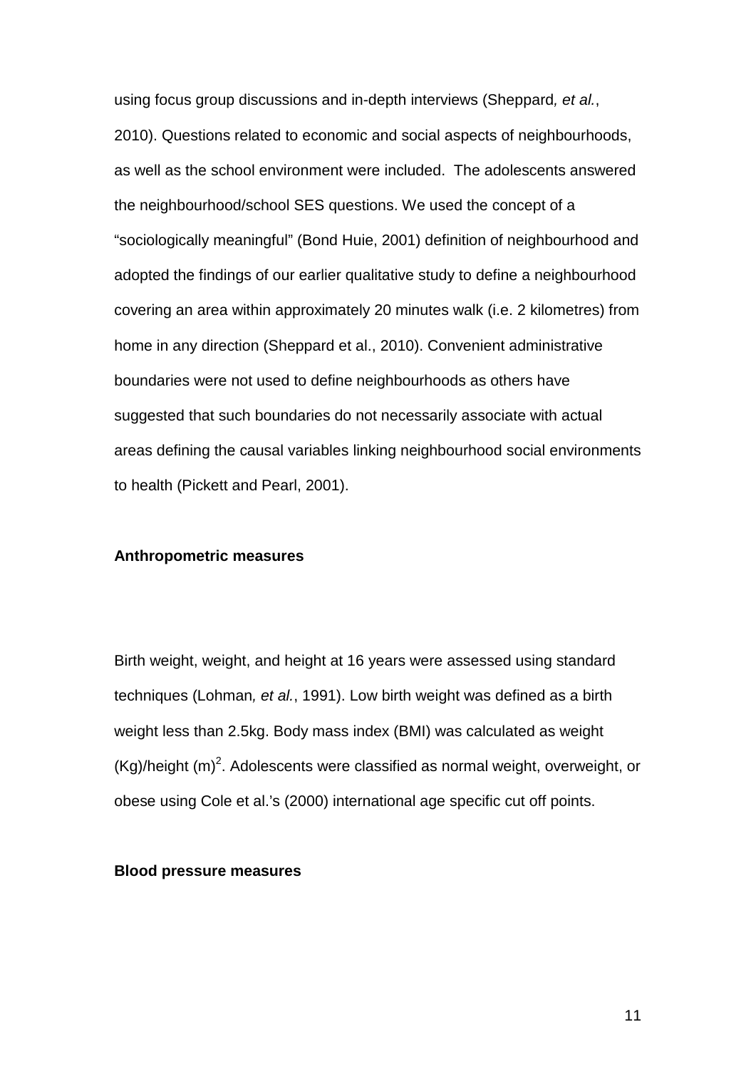using focus group discussions and in-depth interviews (Sheppard*, et al.*, 2010). Questions related to economic and social aspects of neighbourhoods, as well as the school environment were included. The adolescents answered the neighbourhood/school SES questions. We used the concept of a “sociologically meaningful” (Bond Huie, 2001) definition of neighbourhood and adopted the findings of our earlier qualitative study to define a neighbourhood covering an area within approximately 20 minutes walk (i.e. 2 kilometres) from home in any direction (Sheppard et al., 2010). Convenient administrative boundaries were not used to define neighbourhoods as others have suggested that such boundaries do not necessarily associate with actual areas defining the causal variables linking neighbourhood social environments to health (Pickett and Pearl, 2001).

**Anthropometric measures**

Birth weight, weight, and height at 16 years were assessed using standard techniques (Lohman*, et al.*, 1991). Low birth weight was defined as a birth weight less than 2.5kg. Body mass index (BMI) was calculated as weight (Kg)/height $(m)^2$. Adolescents were classified as normal weight, overweight, or obese using Cole et al.’s (2000) international age specific cut off points.

**Blood pressure measures**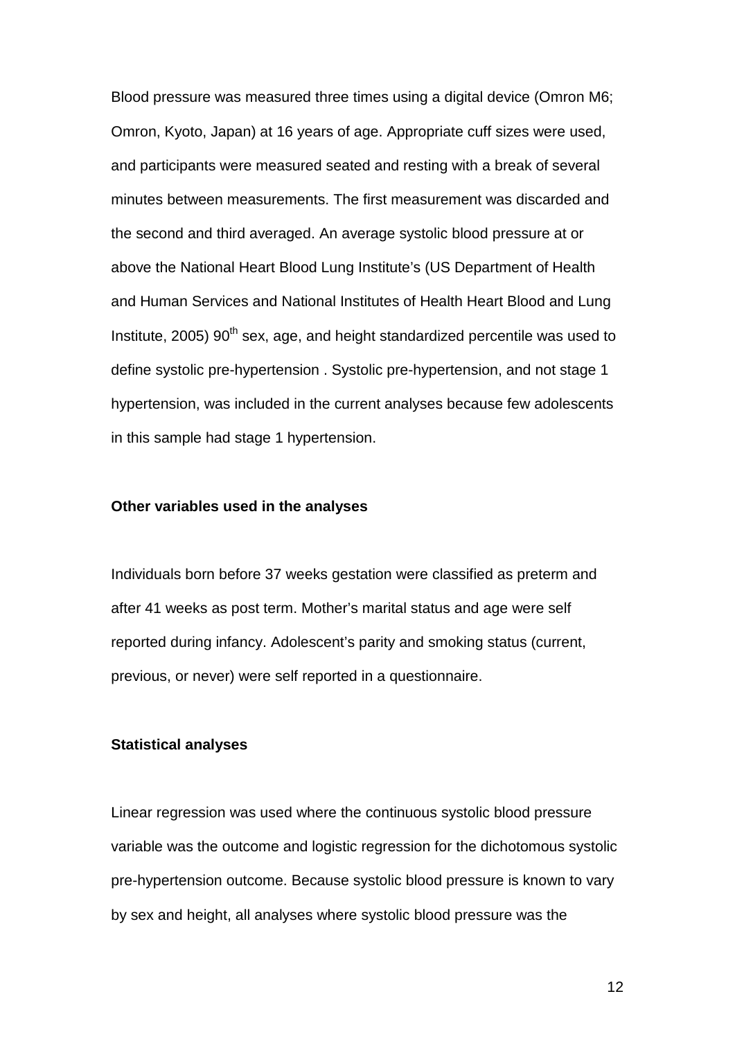Blood pressure was measured three times using a digital device (Omron M6; Omron, Kyoto, Japan) at 16 years of age. Appropriate cuff sizes were used, and participants were measured seated and resting with a break of several minutes between measurements. The first measurement was discarded and the second and third averaged. An average systolic blood pressure at or above the National Heart Blood Lung Institute's (US Department of Health and Human Services and National Institutes of Health Heart Blood and Lung Institute, 2005) 90$^{th}$ sex, age, and height standardized percentile was used to define systolic pre-hypertension . Systolic pre-hypertension, and not stage 1 hypertension, was included in the current analyses because few adolescents in this sample had stage 1 hypertension.

**Other variables used in the analyses**

Individuals born before 37 weeks gestation were classified as preterm and after 41 weeks as post term. Mother's marital status and age were self reported during infancy. Adolescent's parity and smoking status (current, previous, or never) were self reported in a questionnaire.

**Statistical analyses**

Linear regression was used where the continuous systolic blood pressure variable was the outcome and logistic regression for the dichotomous systolic pre-hypertension outcome. Because systolic blood pressure is known to vary by sex and height, all analyses where systolic blood pressure was the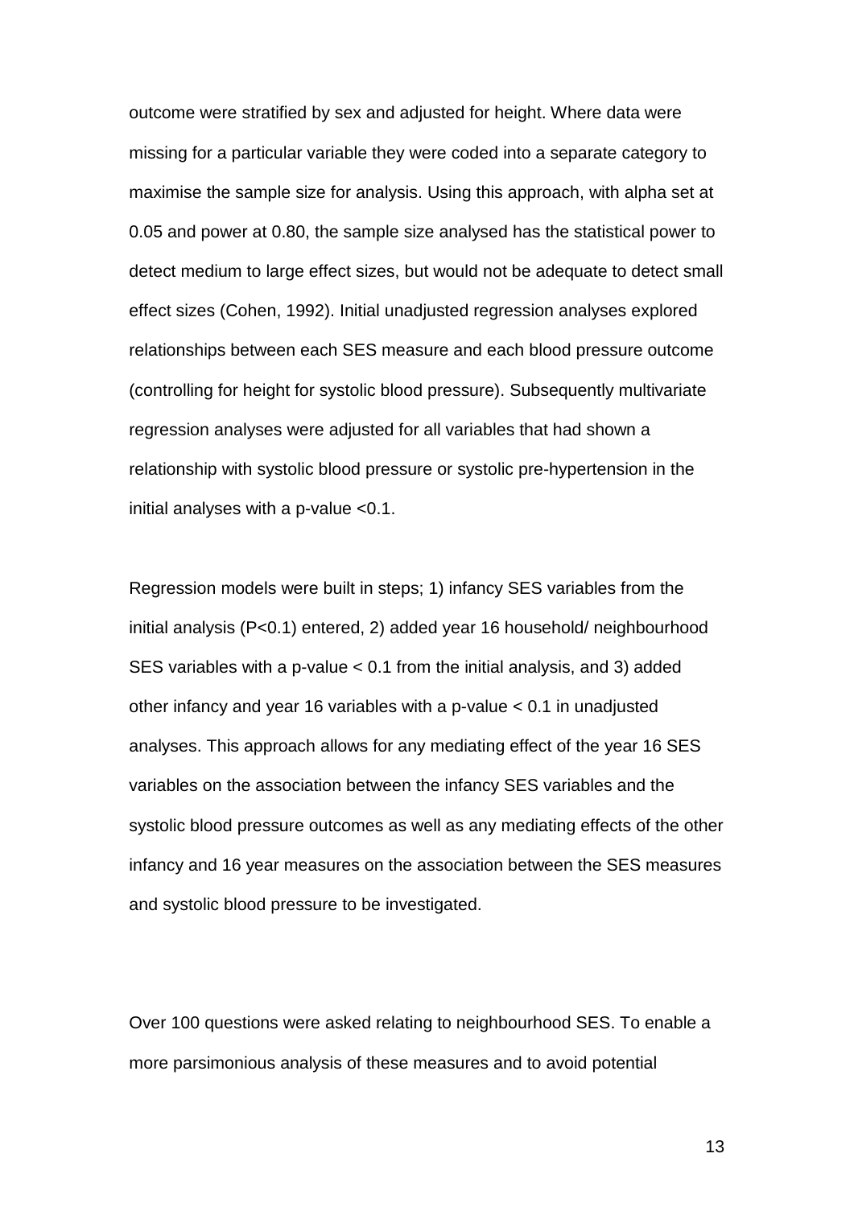outcome were stratified by sex and adjusted for height. Where data were missing for a particular variable they were coded into a separate category to maximise the sample size for analysis. Using this approach, with alpha set at 0.05 and power at 0.80, the sample size analysed has the statistical power to detect medium to large effect sizes, but would not be adequate to detect small effect sizes (Cohen, 1992). Initial unadjusted regression analyses explored relationships between each SES measure and each blood pressure outcome (controlling for height for systolic blood pressure). Subsequently multivariate regression analyses were adjusted for all variables that had shown a relationship with systolic blood pressure or systolic pre-hypertension in the initial analyses with a p-value <0.1.

Regression models were built in steps; 1) infancy SES variables from the initial analysis (P<0.1) entered, 2) added year 16 household/ neighbourhood SES variables with a p-value < 0.1 from the initial analysis, and 3) added other infancy and year 16 variables with a p-value < 0.1 in unadjusted analyses. This approach allows for any mediating effect of the year 16 SES variables on the association between the infancy SES variables and the systolic blood pressure outcomes as well as any mediating effects of the other infancy and 16 year measures on the association between the SES measures and systolic blood pressure to be investigated.

Over 100 questions were asked relating to neighbourhood SES. To enable a more parsimonious analysis of these measures and to avoid potential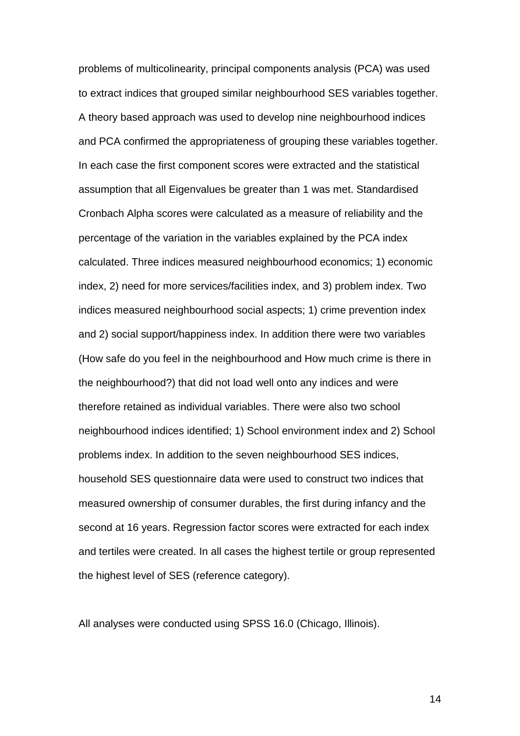problems of multicolinearity, principal components analysis (PCA) was used to extract indices that grouped similar neighbourhood SES variables together. A theory based approach was used to develop nine neighbourhood indices and PCA confirmed the appropriateness of grouping these variables together. In each case the first component scores were extracted and the statistical assumption that all Eigenvalues be greater than 1 was met. Standardised Cronbach Alpha scores were calculated as a measure of reliability and the percentage of the variation in the variables explained by the PCA index calculated. Three indices measured neighbourhood economics; 1) economic index, 2) need for more services/facilities index, and 3) problem index. Two indices measured neighbourhood social aspects; 1) crime prevention index and 2) social support/happiness index. In addition there were two variables (How safe do you feel in the neighbourhood and How much crime is there in the neighbourhood?) that did not load well onto any indices and were therefore retained as individual variables. There were also two school neighbourhood indices identified; 1) School environment index and 2) School problems index. In addition to the seven neighbourhood SES indices, household SES questionnaire data were used to construct two indices that measured ownership of consumer durables, the first during infancy and the second at 16 years. Regression factor scores were extracted for each index and tertiles were created. In all cases the highest tertile or group represented the highest level of SES (reference category).

All analyses were conducted using SPSS 16.0 (Chicago, Illinois).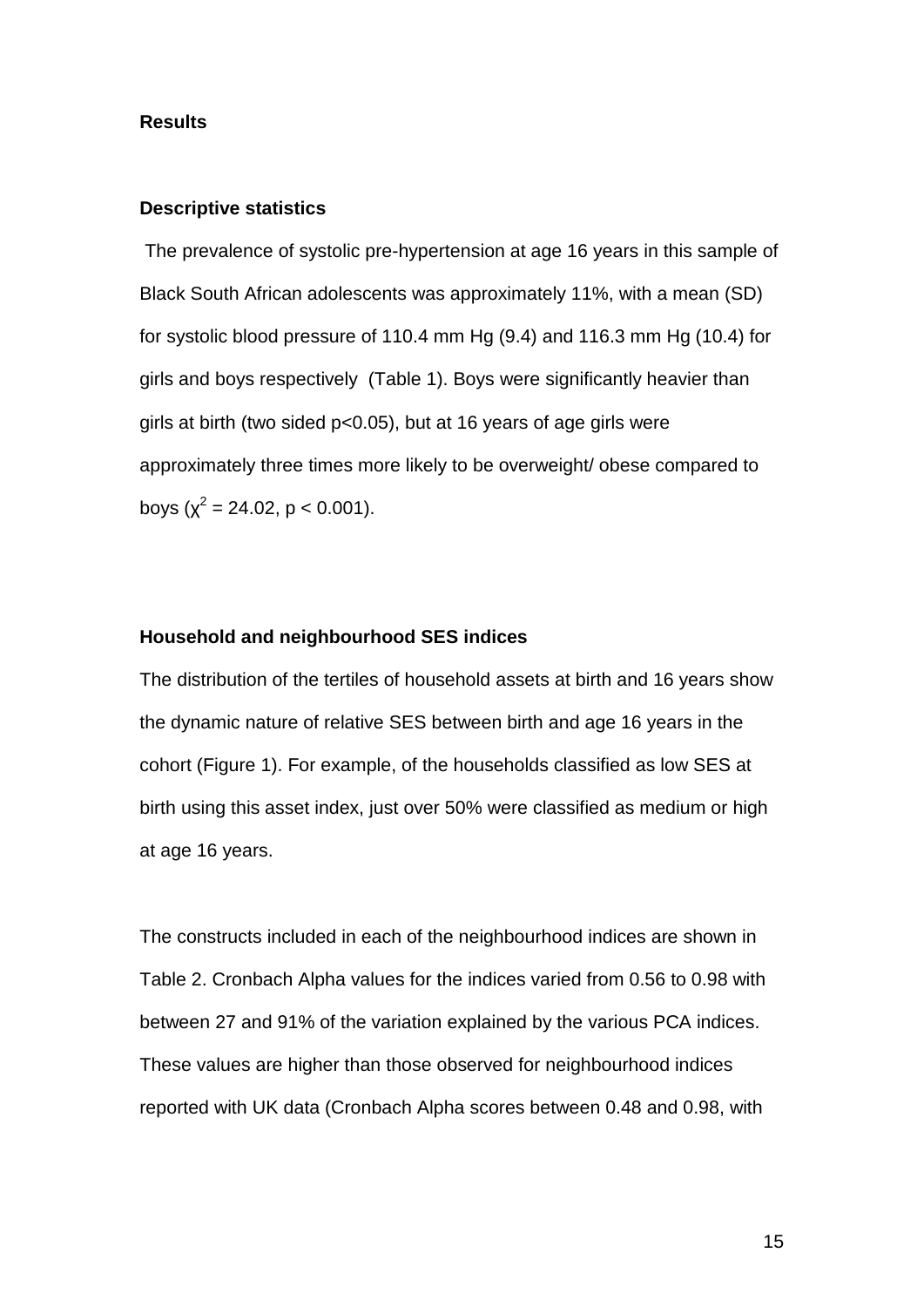## Results

### Descriptive statistics

The prevalence of systolic pre-hypertension at age 16 years in this sample of Black South African adolescents was approximately 11%, with a mean (SD) for systolic blood pressure of 110.4 mm Hg (9.4) and 116.3 mm Hg (10.4) for girls and boys respectively (Table 1). Boys were significantly heavier than girls at birth (two sided $p<0.05$), but at 16 years of age girls were approximately three times more likely to be overweight/ obese compared to boys ($\chi^2 = 24.02$, $p < 0.001$).

### Household and neighbourhood SES indices

The distribution of the tertiles of household assets at birth and 16 years show the dynamic nature of relative SES between birth and age 16 years in the cohort (Figure 1). For example, of the households classified as low SES at birth using this asset index, just over 50% were classified as medium or high at age 16 years.

The constructs included in each of the neighbourhood indices are shown in Table 2. Cronbach Alpha values for the indices varied from 0.56 to 0.98 with between 27 and 91% of the variation explained by the various PCA indices. These values are higher than those observed for neighbourhood indices reported with UK data (Cronbach Alpha scores between 0.48 and 0.98, with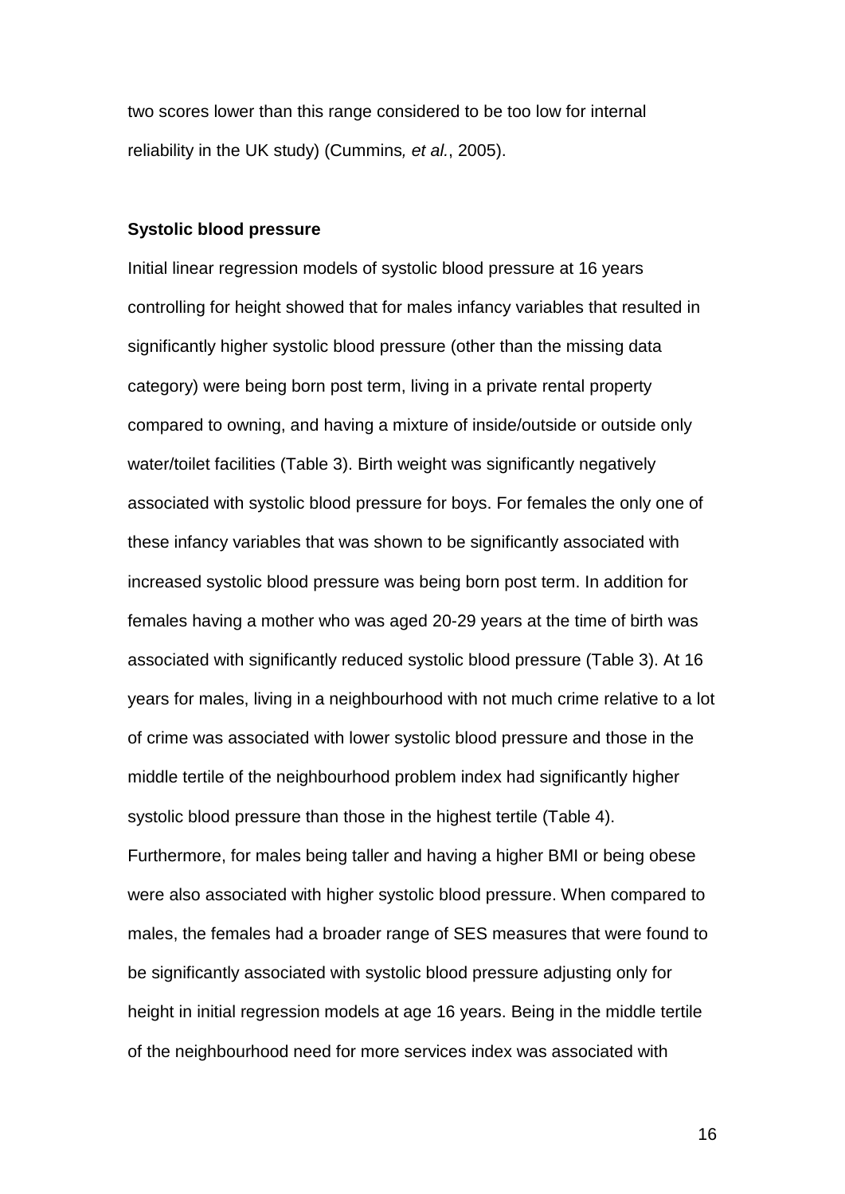two scores lower than this range considered to be too low for internal reliability in the UK study) (Cummins*, et al.*, 2005).

**Systolic blood pressure**

Initial linear regression models of systolic blood pressure at 16 years controlling for height showed that for males infancy variables that resulted in significantly higher systolic blood pressure (other than the missing data category) were being born post term, living in a private rental property compared to owning, and having a mixture of inside/outside or outside only water/toilet facilities (Table 3). Birth weight was significantly negatively associated with systolic blood pressure for boys. For females the only one of these infancy variables that was shown to be significantly associated with increased systolic blood pressure was being born post term. In addition for females having a mother who was aged 20-29 years at the time of birth was associated with significantly reduced systolic blood pressure (Table 3). At 16 years for males, living in a neighbourhood with not much crime relative to a lot of crime was associated with lower systolic blood pressure and those in the middle tertile of the neighbourhood problem index had significantly higher systolic blood pressure than those in the highest tertile (Table 4). Furthermore, for males being taller and having a higher BMI or being obese were also associated with higher systolic blood pressure. When compared to males, the females had a broader range of SES measures that were found to be significantly associated with systolic blood pressure adjusting only for height in initial regression models at age 16 years. Being in the middle tertile of the neighbourhood need for more services index was associated with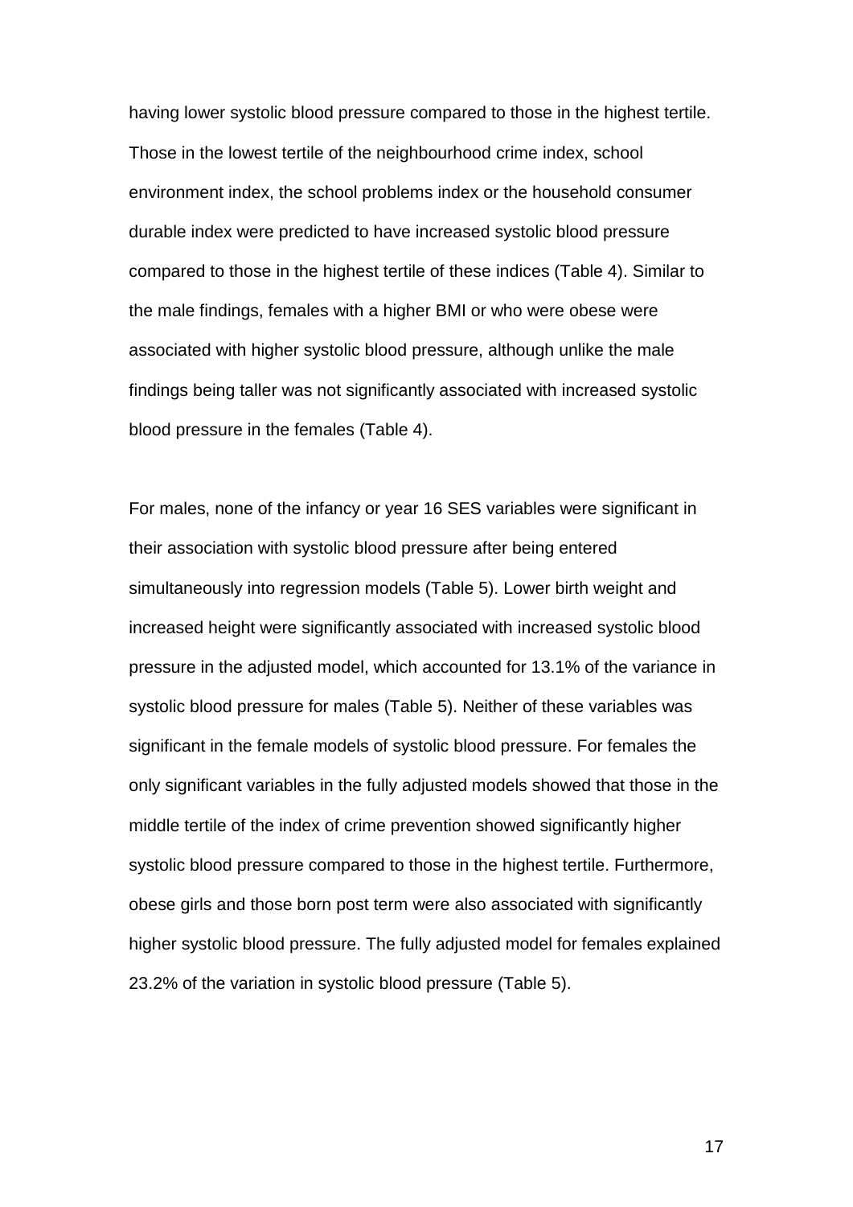having lower systolic blood pressure compared to those in the highest tertile. Those in the lowest tertile of the neighbourhood crime index, school environment index, the school problems index or the household consumer durable index were predicted to have increased systolic blood pressure compared to those in the highest tertile of these indices (Table 4). Similar to the male findings, females with a higher BMI or who were obese were associated with higher systolic blood pressure, although unlike the male findings being taller was not significantly associated with increased systolic blood pressure in the females (Table 4).

For males, none of the infancy or year 16 SES variables were significant in their association with systolic blood pressure after being entered simultaneously into regression models (Table 5). Lower birth weight and increased height were significantly associated with increased systolic blood pressure in the adjusted model, which accounted for 13.1% of the variance in systolic blood pressure for males (Table 5). Neither of these variables was significant in the female models of systolic blood pressure. For females the only significant variables in the fully adjusted models showed that those in the middle tertile of the index of crime prevention showed significantly higher systolic blood pressure compared to those in the highest tertile. Furthermore, obese girls and those born post term were also associated with significantly higher systolic blood pressure. The fully adjusted model for females explained 23.2% of the variation in systolic blood pressure (Table 5).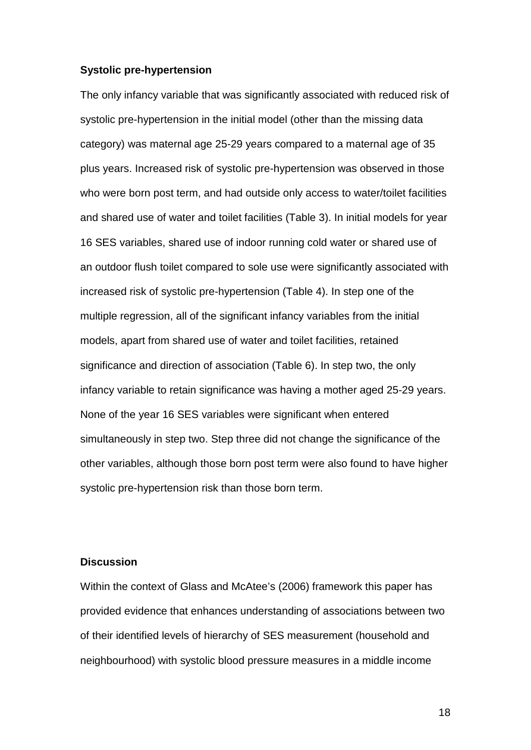**Systolic pre-hypertension**

The only infancy variable that was significantly associated with reduced risk of systolic pre-hypertension in the initial model (other than the missing data category) was maternal age 25-29 years compared to a maternal age of 35 plus years. Increased risk of systolic pre-hypertension was observed in those who were born post term, and had outside only access to water/toilet facilities and shared use of water and toilet facilities (Table 3). In initial models for year 16 SES variables, shared use of indoor running cold water or shared use of an outdoor flush toilet compared to sole use were significantly associated with increased risk of systolic pre-hypertension (Table 4). In step one of the multiple regression, all of the significant infancy variables from the initial models, apart from shared use of water and toilet facilities, retained significance and direction of association (Table 6). In step two, the only infancy variable to retain significance was having a mother aged 25-29 years. None of the year 16 SES variables were significant when entered simultaneously in step two. Step three did not change the significance of the other variables, although those born post term were also found to have higher systolic pre-hypertension risk than those born term.

**Discussion**

Within the context of Glass and McAtee's (2006) framework this paper has provided evidence that enhances understanding of associations between two of their identified levels of hierarchy of SES measurement (household and neighbourhood) with systolic blood pressure measures in a middle income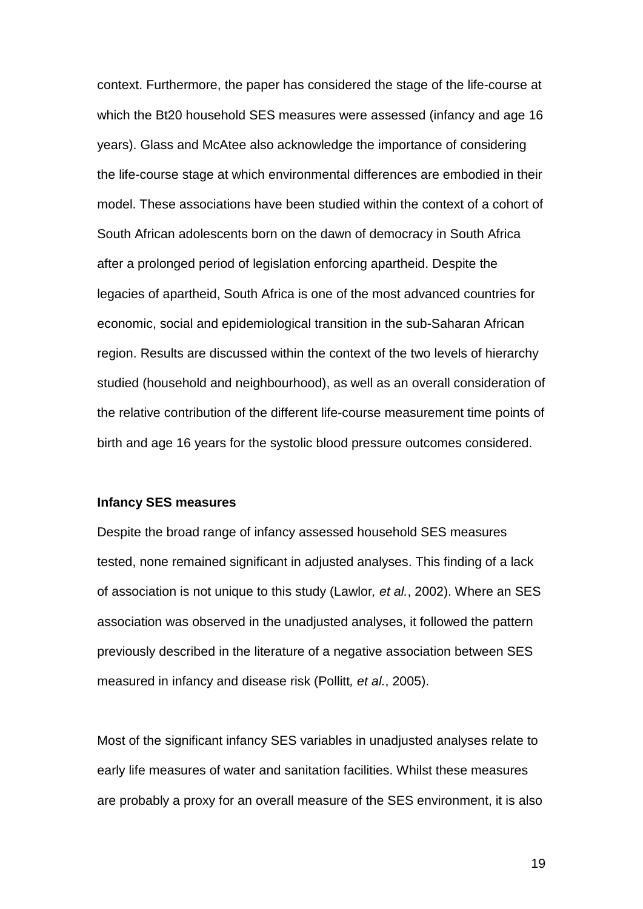context. Furthermore, the paper has considered the stage of the life-course at which the Bt20 household SES measures were assessed (infancy and age 16 years). Glass and McAtee also acknowledge the importance of considering the life-course stage at which environmental differences are embodied in their model. These associations have been studied within the context of a cohort of South African adolescents born on the dawn of democracy in South Africa after a prolonged period of legislation enforcing apartheid. Despite the legacies of apartheid, South Africa is one of the most advanced countries for economic, social and epidemiological transition in the sub-Saharan African region. Results are discussed within the context of the two levels of hierarchy studied (household and neighbourhood), as well as an overall consideration of the relative contribution of the different life-course measurement time points of birth and age 16 years for the systolic blood pressure outcomes considered.

**Infancy SES measures**

Despite the broad range of infancy assessed household SES measures tested, none remained significant in adjusted analyses. This finding of a lack of association is not unique to this study (Lawlor*, et al.*, 2002). Where an SES association was observed in the unadjusted analyses, it followed the pattern previously described in the literature of a negative association between SES measured in infancy and disease risk (Pollitt*, et al.*, 2005).

Most of the significant infancy SES variables in unadjusted analyses relate to early life measures of water and sanitation facilities. Whilst these measures are probably a proxy for an overall measure of the SES environment, it is also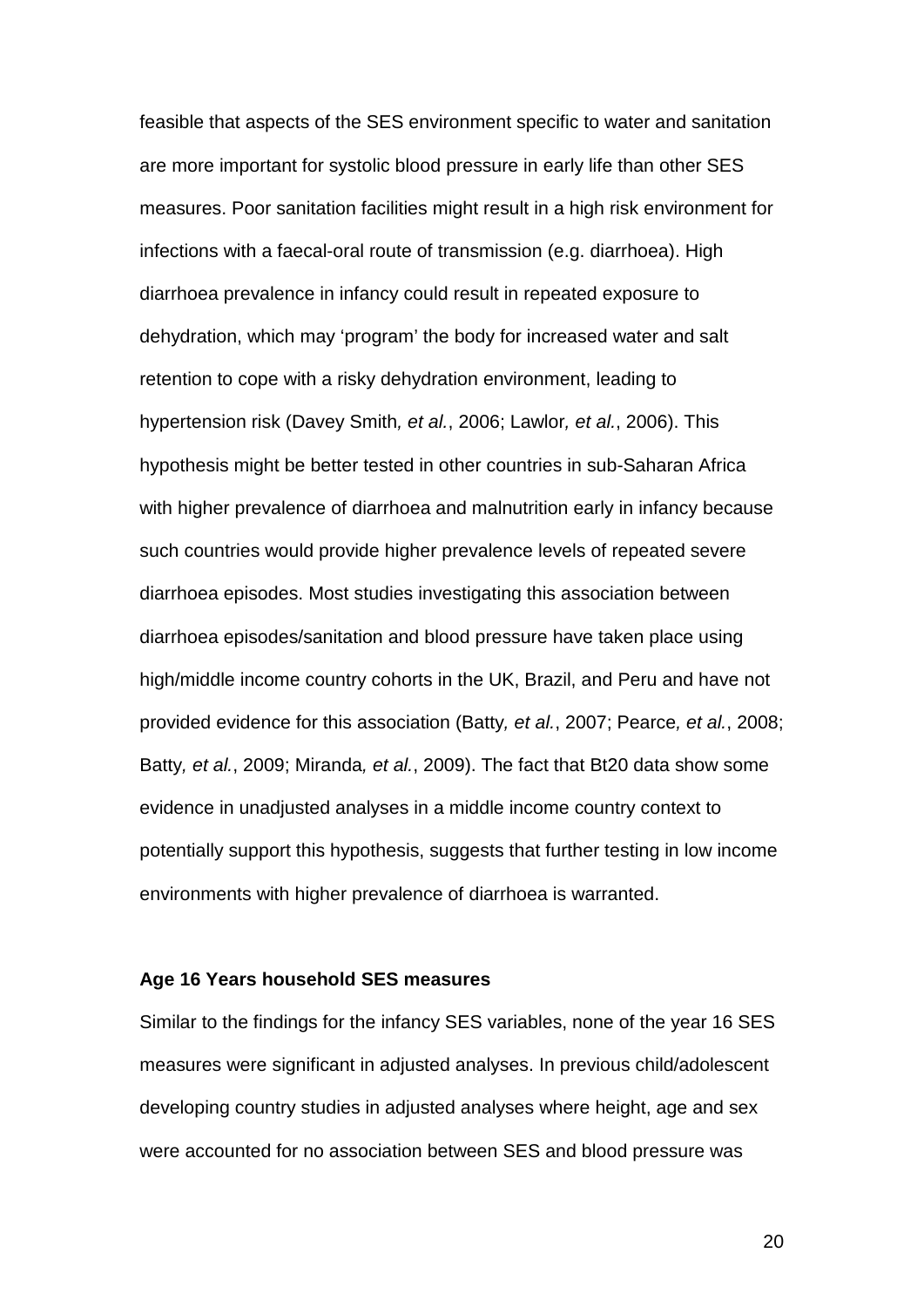feasible that aspects of the SES environment specific to water and sanitation are more important for systolic blood pressure in early life than other SES measures. Poor sanitation facilities might result in a high risk environment for infections with a faecal-oral route of transmission (e.g. diarrhoea). High diarrhoea prevalence in infancy could result in repeated exposure to dehydration, which may 'program' the body for increased water and salt retention to cope with a risky dehydration environment, leading to hypertension risk (Davey Smith*, et al.*, 2006; Lawlor*, et al.*, 2006). This hypothesis might be better tested in other countries in sub-Saharan Africa with higher prevalence of diarrhoea and malnutrition early in infancy because such countries would provide higher prevalence levels of repeated severe diarrhoea episodes. Most studies investigating this association between diarrhoea episodes/sanitation and blood pressure have taken place using high/middle income country cohorts in the UK, Brazil, and Peru and have not provided evidence for this association (Batty*, et al.*, 2007; Pearce*, et al.*, 2008; Batty*, et al.*, 2009; Miranda*, et al.*, 2009). The fact that Bt20 data show some evidence in unadjusted analyses in a middle income country context to potentially support this hypothesis, suggests that further testing in low income environments with higher prevalence of diarrhoea is warranted.

**Age 16 Years household SES measures**

Similar to the findings for the infancy SES variables, none of the year 16 SES measures were significant in adjusted analyses. In previous child/adolescent developing country studies in adjusted analyses where height, age and sex were accounted for no association between SES and blood pressure was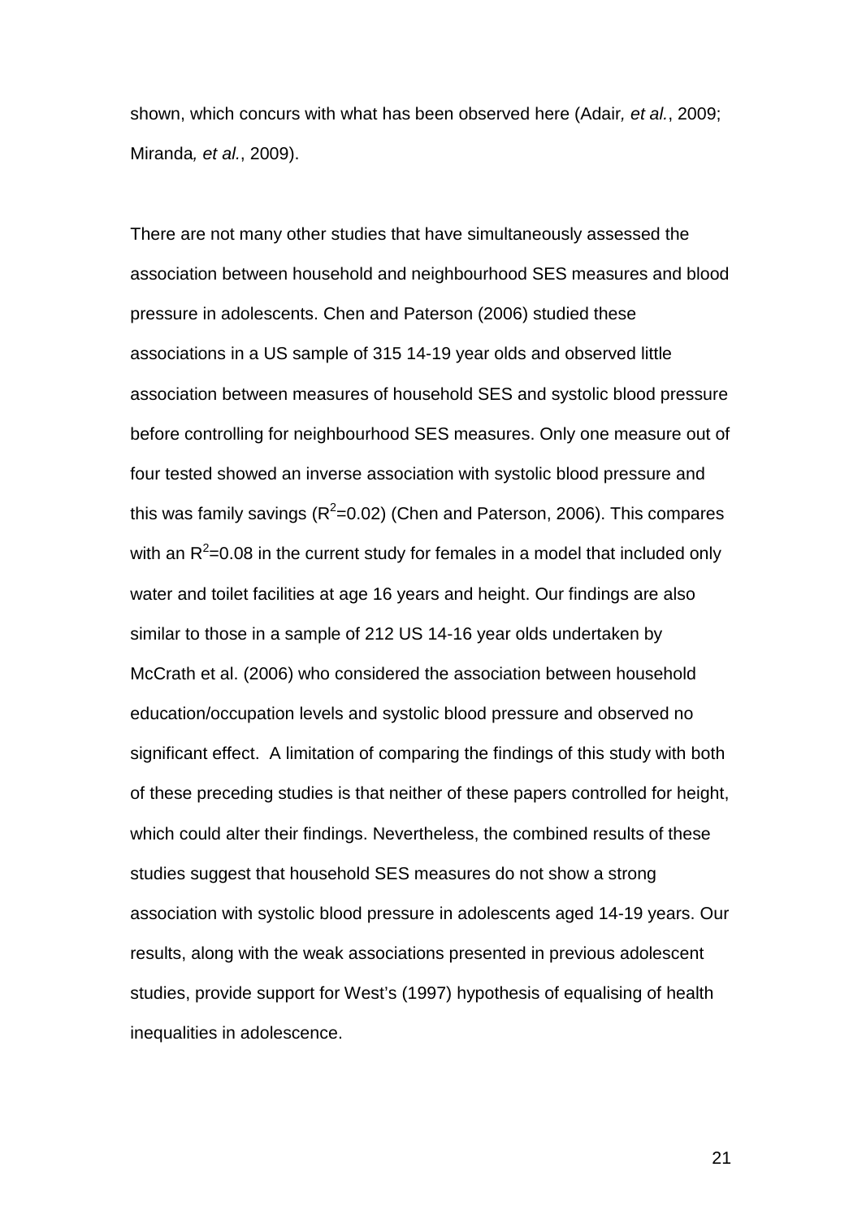shown, which concurs with what has been observed here (Adair*, et al.*, 2009; Miranda*, et al.*, 2009).

There are not many other studies that have simultaneously assessed the association between household and neighbourhood SES measures and blood pressure in adolescents. Chen and Paterson (2006) studied these associations in a US sample of 315 14-19 year olds and observed little association between measures of household SES and systolic blood pressure before controlling for neighbourhood SES measures. Only one measure out of four tested showed an inverse association with systolic blood pressure and this was family savings ($R^2$=0.02) (Chen and Paterson, 2006). This compares with an $R^2$=0.08 in the current study for females in a model that included only water and toilet facilities at age 16 years and height. Our findings are also similar to those in a sample of 212 US 14-16 year olds undertaken by McCrath et al. (2006) who considered the association between household education/occupation levels and systolic blood pressure and observed no significant effect. A limitation of comparing the findings of this study with both of these preceding studies is that neither of these papers controlled for height, which could alter their findings. Nevertheless, the combined results of these studies suggest that household SES measures do not show a strong association with systolic blood pressure in adolescents aged 14-19 years. Our results, along with the weak associations presented in previous adolescent studies, provide support for West's (1997) hypothesis of equalising of health inequalities in adolescence.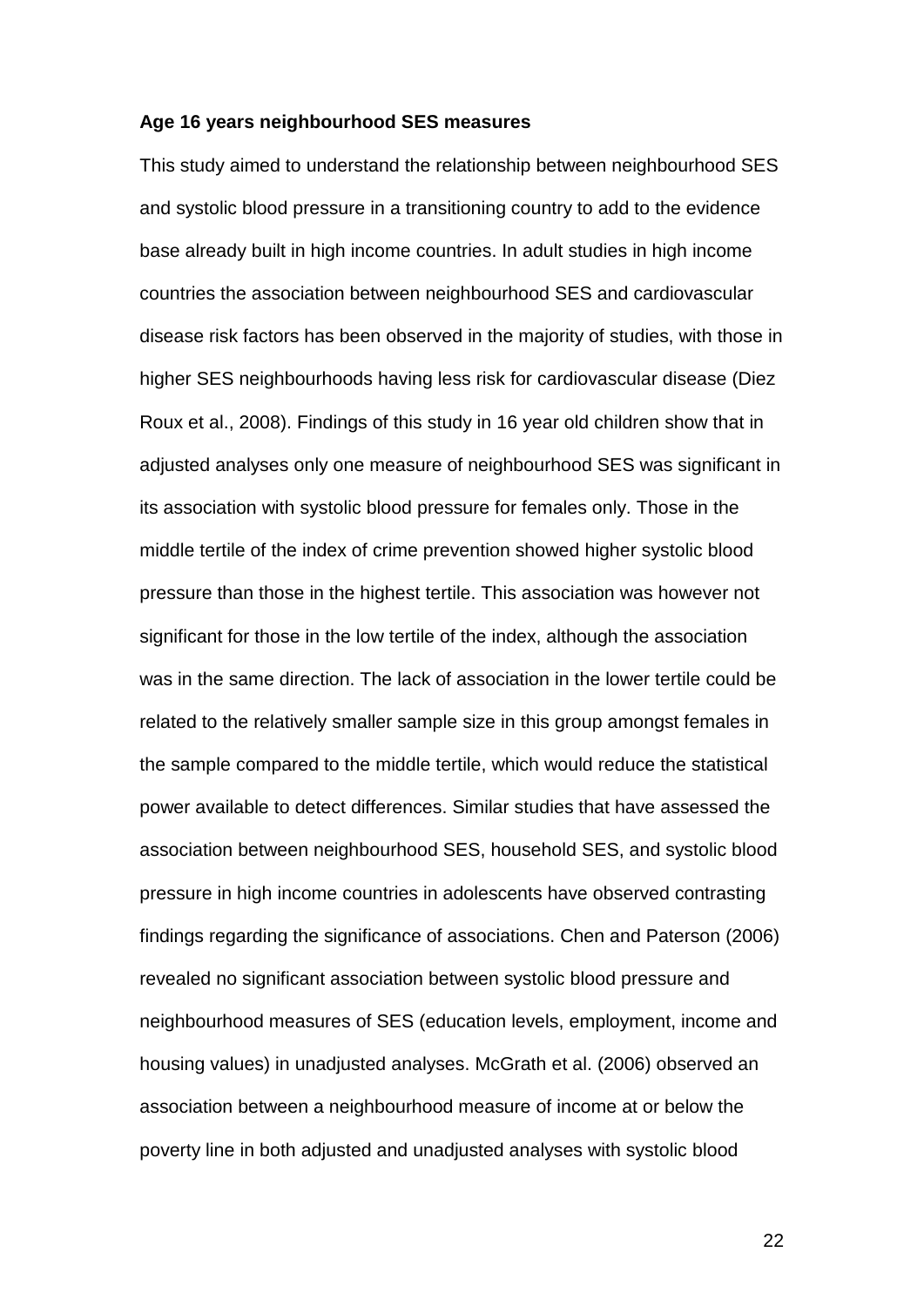**Age 16 years neighbourhood SES measures**

This study aimed to understand the relationship between neighbourhood SES and systolic blood pressure in a transitioning country to add to the evidence base already built in high income countries. In adult studies in high income countries the association between neighbourhood SES and cardiovascular disease risk factors has been observed in the majority of studies, with those in higher SES neighbourhoods having less risk for cardiovascular disease (Diez Roux et al., 2008). Findings of this study in 16 year old children show that in adjusted analyses only one measure of neighbourhood SES was significant in its association with systolic blood pressure for females only. Those in the middle tertile of the index of crime prevention showed higher systolic blood pressure than those in the highest tertile. This association was however not significant for those in the low tertile of the index, although the association was in the same direction. The lack of association in the lower tertile could be related to the relatively smaller sample size in this group amongst females in the sample compared to the middle tertile, which would reduce the statistical power available to detect differences. Similar studies that have assessed the association between neighbourhood SES, household SES, and systolic blood pressure in high income countries in adolescents have observed contrasting findings regarding the significance of associations. Chen and Paterson (2006) revealed no significant association between systolic blood pressure and neighbourhood measures of SES (education levels, employment, income and housing values) in unadjusted analyses. McGrath et al. (2006) observed an association between a neighbourhood measure of income at or below the poverty line in both adjusted and unadjusted analyses with systolic blood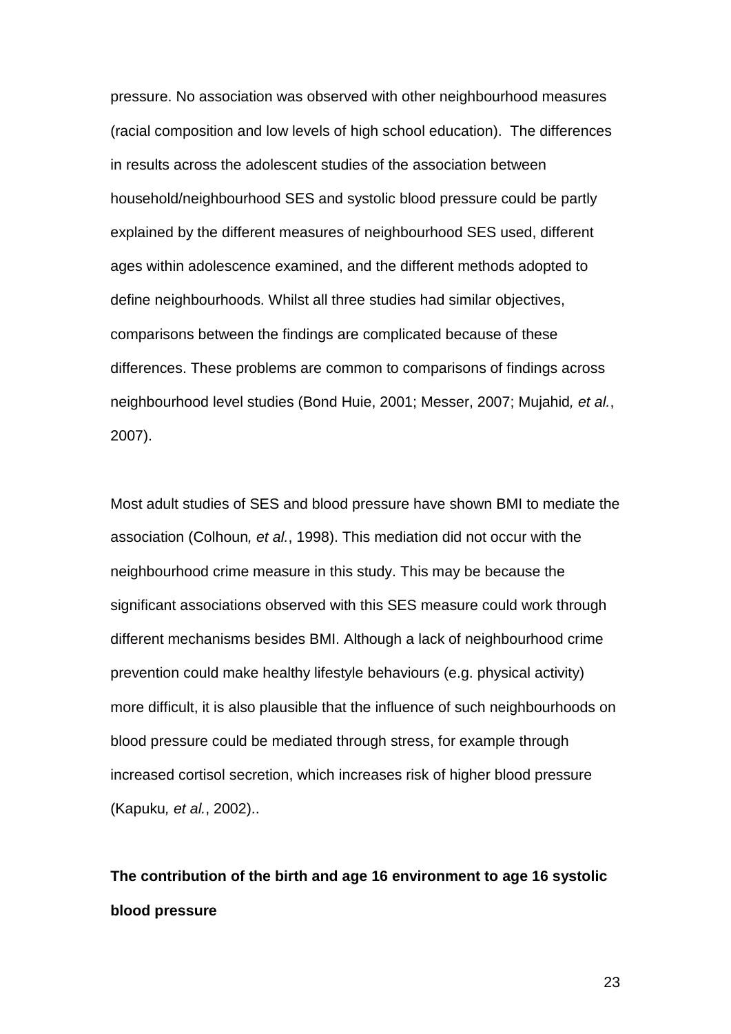pressure. No association was observed with other neighbourhood measures (racial composition and low levels of high school education). The differences in results across the adolescent studies of the association between household/neighbourhood SES and systolic blood pressure could be partly explained by the different measures of neighbourhood SES used, different ages within adolescence examined, and the different methods adopted to define neighbourhoods. Whilst all three studies had similar objectives, comparisons between the findings are complicated because of these differences. These problems are common to comparisons of findings across neighbourhood level studies (Bond Huie, 2001; Messer, 2007; Mujahid*, et al.*, 2007).

Most adult studies of SES and blood pressure have shown BMI to mediate the association (Colhoun*, et al.*, 1998). This mediation did not occur with the neighbourhood crime measure in this study. This may be because the significant associations observed with this SES measure could work through different mechanisms besides BMI. Although a lack of neighbourhood crime prevention could make healthy lifestyle behaviours (e.g. physical activity) more difficult, it is also plausible that the influence of such neighbourhoods on blood pressure could be mediated through stress, for example through increased cortisol secretion, which increases risk of higher blood pressure (Kapuku*, et al.*, 2002)..

**The contribution of the birth and age 16 environment to age 16 systolic blood pressure**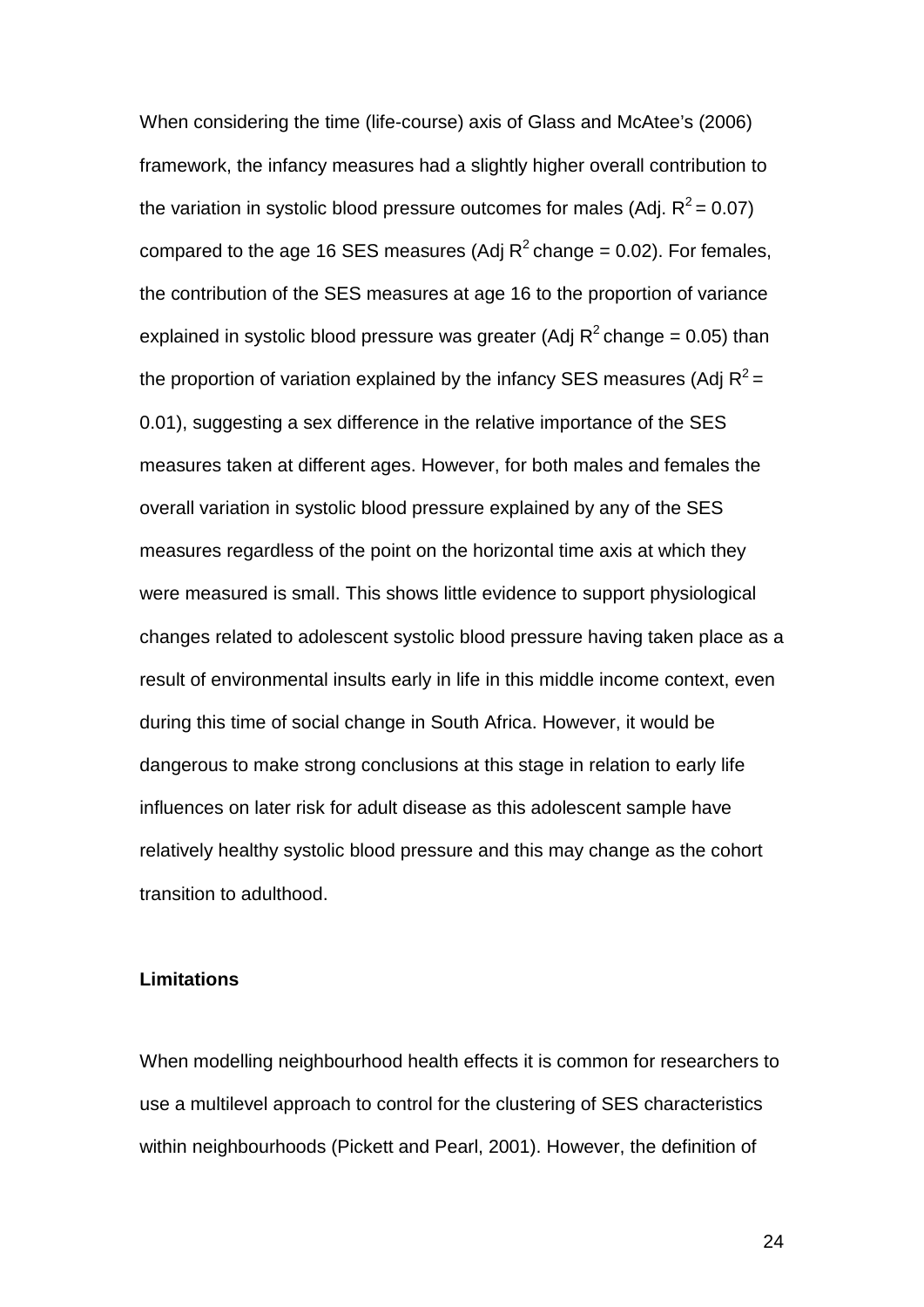When considering the time (life-course) axis of Glass and McAtee's (2006) framework, the infancy measures had a slightly higher overall contribution to the variation in systolic blood pressure outcomes for males (Adj. $R^2 = 0.07$) compared to the age 16 SES measures (Adj $R^2$ change = 0.02). For females, the contribution of the SES measures at age 16 to the proportion of variance explained in systolic blood pressure was greater (Adj $R^2$ change = 0.05) than the proportion of variation explained by the infancy SES measures (Adj $R^2$ = 0.01), suggesting a sex difference in the relative importance of the SES measures taken at different ages. However, for both males and females the overall variation in systolic blood pressure explained by any of the SES measures regardless of the point on the horizontal time axis at which they were measured is small. This shows little evidence to support physiological changes related to adolescent systolic blood pressure having taken place as a result of environmental insults early in life in this middle income context, even during this time of social change in South Africa. However, it would be dangerous to make strong conclusions at this stage in relation to early life influences on later risk for adult disease as this adolescent sample have relatively healthy systolic blood pressure and this may change as the cohort transition to adulthood.

**Limitations**

When modelling neighbourhood health effects it is common for researchers to use a multilevel approach to control for the clustering of SES characteristics within neighbourhoods (Pickett and Pearl, 2001). However, the definition of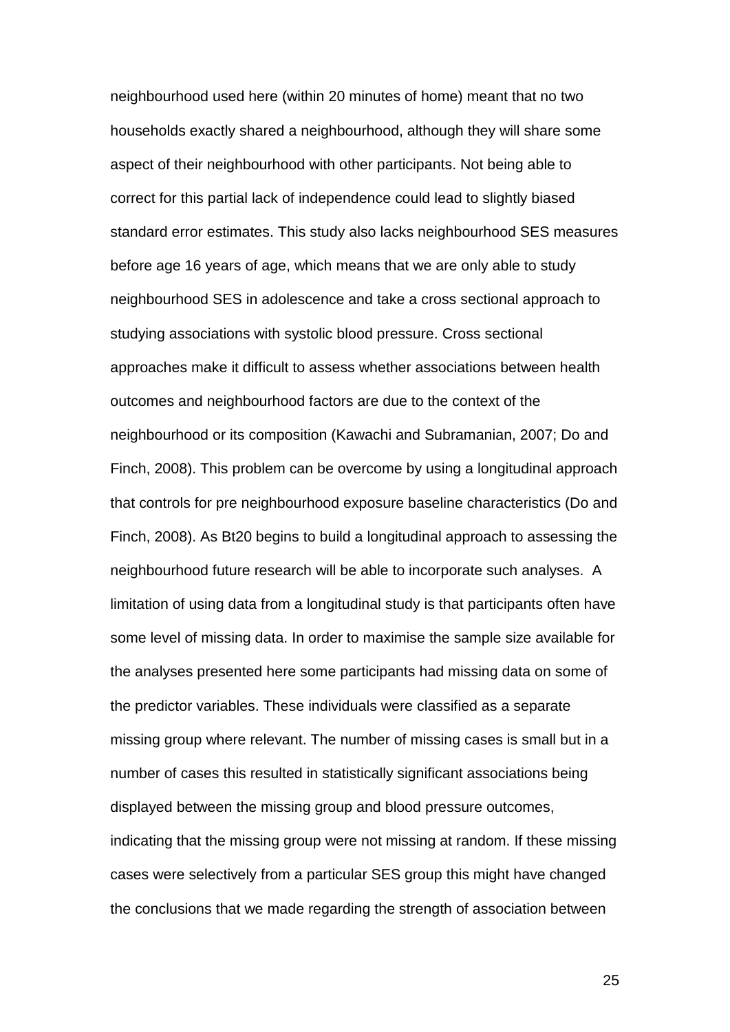neighbourhood used here (within 20 minutes of home) meant that no two households exactly shared a neighbourhood, although they will share some aspect of their neighbourhood with other participants. Not being able to correct for this partial lack of independence could lead to slightly biased standard error estimates. This study also lacks neighbourhood SES measures before age 16 years of age, which means that we are only able to study neighbourhood SES in adolescence and take a cross sectional approach to studying associations with systolic blood pressure. Cross sectional approaches make it difficult to assess whether associations between health outcomes and neighbourhood factors are due to the context of the neighbourhood or its composition (Kawachi and Subramanian, 2007; Do and Finch, 2008). This problem can be overcome by using a longitudinal approach that controls for pre neighbourhood exposure baseline characteristics (Do and Finch, 2008). As Bt20 begins to build a longitudinal approach to assessing the neighbourhood future research will be able to incorporate such analyses. A limitation of using data from a longitudinal study is that participants often have some level of missing data. In order to maximise the sample size available for the analyses presented here some participants had missing data on some of the predictor variables. These individuals were classified as a separate missing group where relevant. The number of missing cases is small but in a number of cases this resulted in statistically significant associations being displayed between the missing group and blood pressure outcomes, indicating that the missing group were not missing at random. If these missing cases were selectively from a particular SES group this might have changed the conclusions that we made regarding the strength of association between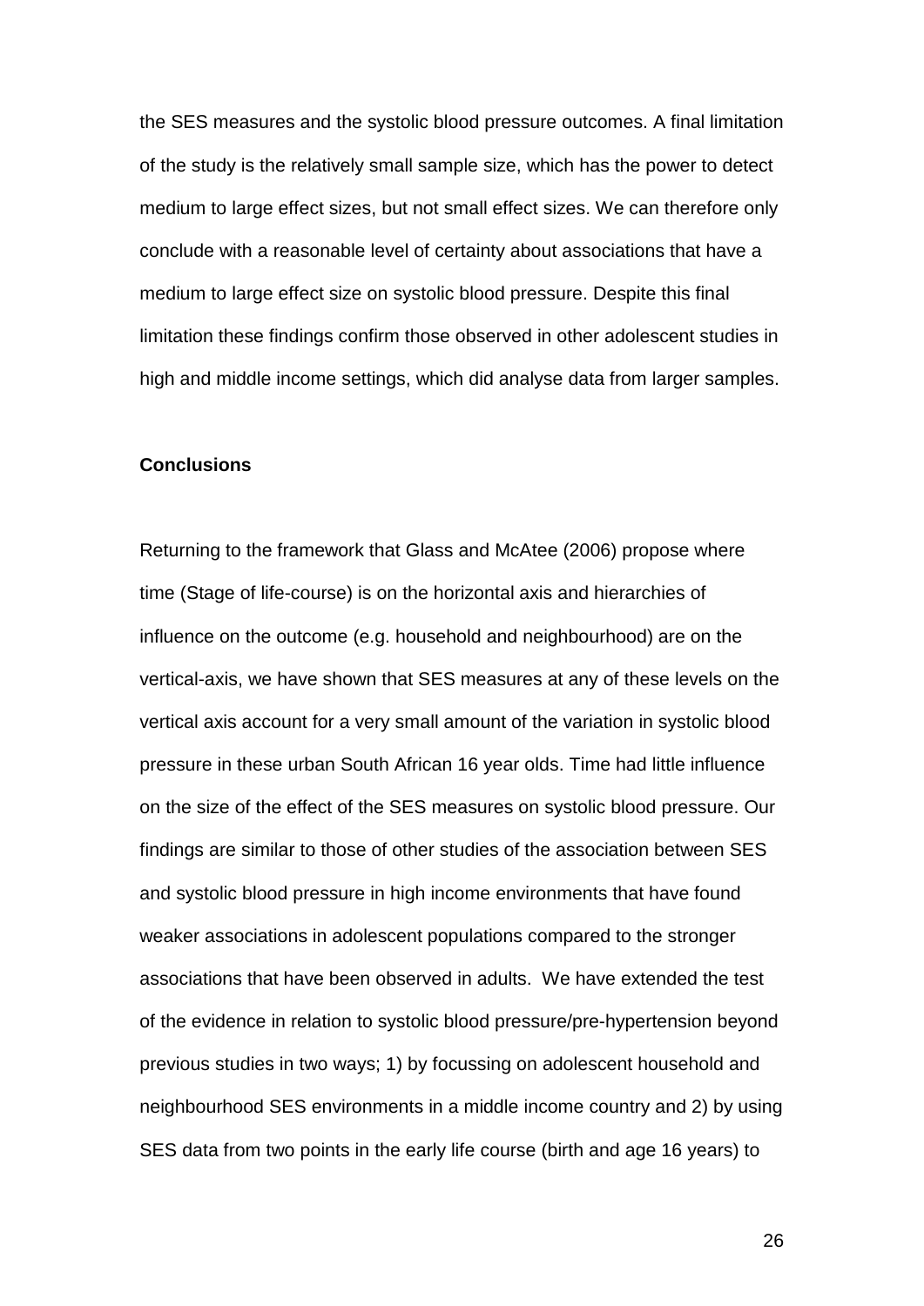the SES measures and the systolic blood pressure outcomes. A final limitation of the study is the relatively small sample size, which has the power to detect medium to large effect sizes, but not small effect sizes. We can therefore only conclude with a reasonable level of certainty about associations that have a medium to large effect size on systolic blood pressure. Despite this final limitation these findings confirm those observed in other adolescent studies in high and middle income settings, which did analyse data from larger samples.

**Conclusions**

Returning to the framework that Glass and McAtee (2006) propose where time (Stage of life-course) is on the horizontal axis and hierarchies of influence on the outcome (e.g. household and neighbourhood) are on the vertical-axis, we have shown that SES measures at any of these levels on the vertical axis account for a very small amount of the variation in systolic blood pressure in these urban South African 16 year olds. Time had little influence on the size of the effect of the SES measures on systolic blood pressure. Our findings are similar to those of other studies of the association between SES and systolic blood pressure in high income environments that have found weaker associations in adolescent populations compared to the stronger associations that have been observed in adults. We have extended the test of the evidence in relation to systolic blood pressure/pre-hypertension beyond previous studies in two ways; 1) by focussing on adolescent household and neighbourhood SES environments in a middle income country and 2) by using SES data from two points in the early life course (birth and age 16 years) to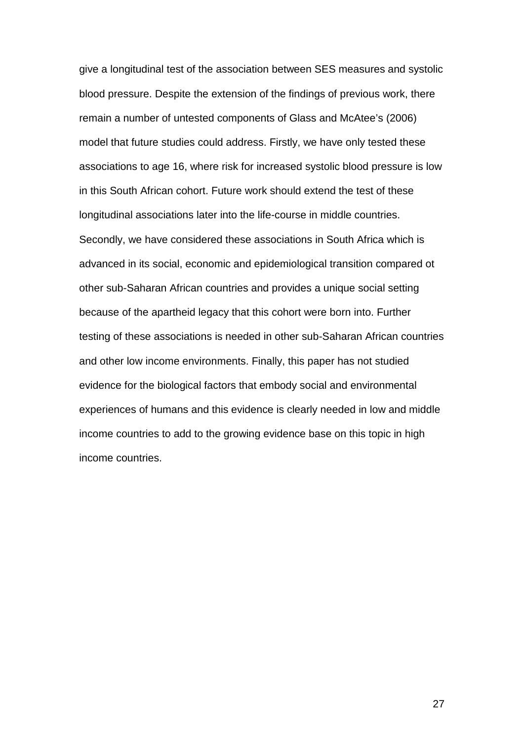give a longitudinal test of the association between SES measures and systolic blood pressure. Despite the extension of the findings of previous work, there remain a number of untested components of Glass and McAtee's (2006) model that future studies could address. Firstly, we have only tested these associations to age 16, where risk for increased systolic blood pressure is low in this South African cohort. Future work should extend the test of these longitudinal associations later into the life-course in middle countries. Secondly, we have considered these associations in South Africa which is advanced in its social, economic and epidemiological transition compared ot other sub-Saharan African countries and provides a unique social setting because of the apartheid legacy that this cohort were born into. Further testing of these associations is needed in other sub-Saharan African countries and other low income environments. Finally, this paper has not studied evidence for the biological factors that embody social and environmental experiences of humans and this evidence is clearly needed in low and middle income countries to add to the growing evidence base on this topic in high income countries.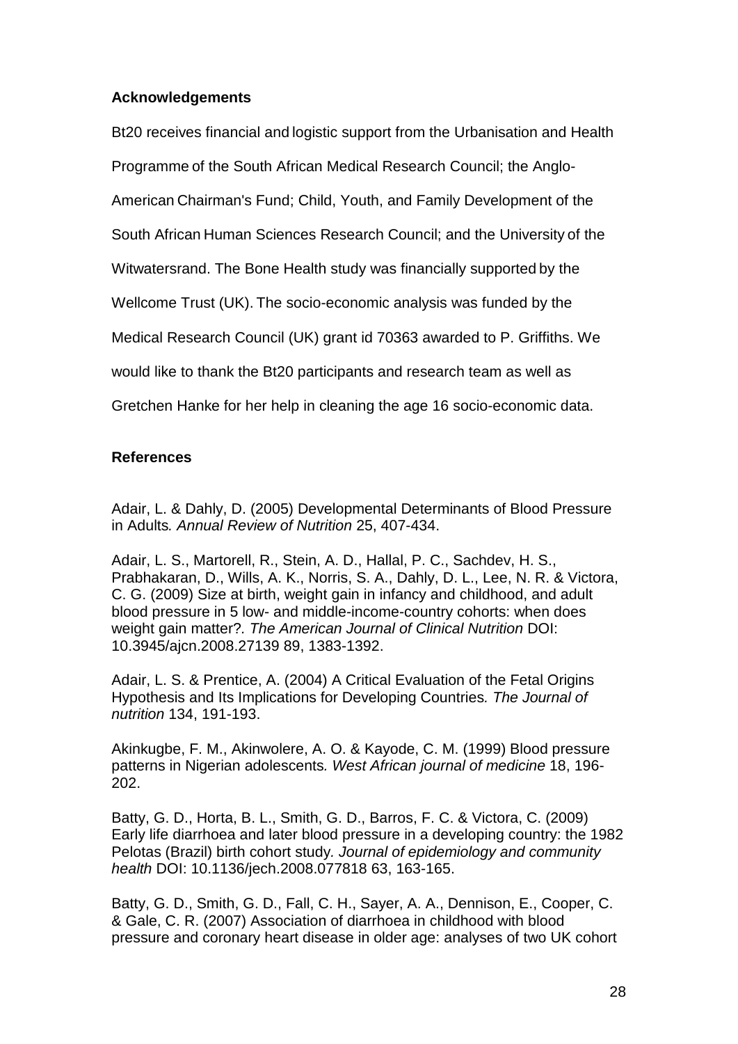## Acknowledgements

Bt20 receives financial and logistic support from the Urbanisation and Health Programme of the South African Medical Research Council; the Anglo-American Chairman's Fund; Child, Youth, and Family Development of the South African Human Sciences Research Council; and the University of the Witwatersrand. The Bone Health study was financially supported by the Wellcome Trust (UK). The socio-economic analysis was funded by the Medical Research Council (UK) grant id 70363 awarded to P. Griffiths. We would like to thank the Bt20 participants and research team as well as Gretchen Hanke for her help in cleaning the age 16 socio-economic data.

## References

Adair, L. & Dahly, D. (2005) Developmental Determinants of Blood Pressure in Adults. *Annual Review of Nutrition* 25, 407-434.

Adair, L. S., Martorell, R., Stein, A. D., Hallal, P. C., Sachdev, H. S., Prabhakaran, D., Wills, A. K., Norris, S. A., Dahly, D. L., Lee, N. R. & Victora, C. G. (2009) Size at birth, weight gain in infancy and childhood, and adult blood pressure in 5 low- and middle-income-country cohorts: when does weight gain matter?. *The American Journal of Clinical Nutrition* DOI: 10.3945/ajcn.2008.27139 89, 1383-1392.

Adair, L. S. & Prentice, A. (2004) A Critical Evaluation of the Fetal Origins Hypothesis and Its Implications for Developing Countries. *The Journal of nutrition* 134, 191-193.

Akinkugbe, F. M., Akinwolere, A. O. & Kayode, C. M. (1999) Blood pressure patterns in Nigerian adolescents. *West African journal of medicine* 18, 196-202.

Batty, G. D., Horta, B. L., Smith, G. D., Barros, F. C. & Victora, C. (2009) Early life diarrhoea and later blood pressure in a developing country: the 1982 Pelotas (Brazil) birth cohort study. *Journal of epidemiology and community health* DOI: 10.1136/jech.2008.077818 63, 163-165.

Batty, G. D., Smith, G. D., Fall, C. H., Sayer, A. A., Dennison, E., Cooper, C. & Gale, C. R. (2007) Association of diarrhoea in childhood with blood pressure and coronary heart disease in older age: analyses of two UK cohort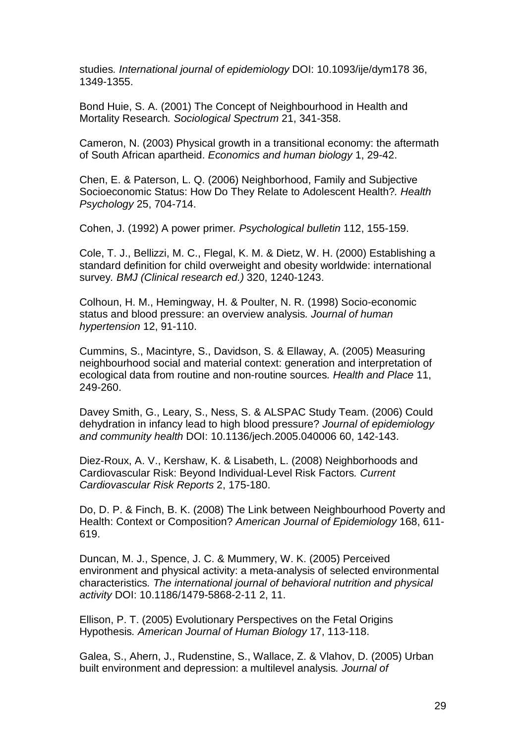studies*. International journal of epidemiology* DOI: 10.1093/ije/dym178 36, 1349-1355.

Bond Huie, S. A. (2001) The Concept of Neighbourhood in Health and Mortality Research*. Sociological Spectrum* 21, 341-358.

Cameron, N. (2003) Physical growth in a transitional economy: the aftermath of South African apartheid. *Economics and human biology* 1, 29-42.

Chen, E. & Paterson, L. Q. (2006) Neighborhood, Family and Subjective Socioeconomic Status: How Do They Relate to Adolescent Health?*. Health Psychology* 25, 704-714.

Cohen, J. (1992) A power primer*. Psychological bulletin* 112, 155-159.

Cole, T. J., Bellizzi, M. C., Flegal, K. M. & Dietz, W. H. (2000) Establishing a standard definition for child overweight and obesity worldwide: international survey*. BMJ (Clinical research ed.)* 320, 1240-1243.

Colhoun, H. M., Hemingway, H. & Poulter, N. R. (1998) Socio-economic status and blood pressure: an overview analysis*. Journal of human hypertension* 12, 91-110.

Cummins, S., Macintyre, S., Davidson, S. & Ellaway, A. (2005) Measuring neighbourhood social and material context: generation and interpretation of ecological data from routine and non-routine sources*. Health and Place* 11, 249-260.

Davey Smith, G., Leary, S., Ness, S. & ALSPAC Study Team. (2006) Could dehydration in infancy lead to high blood pressure? *Journal of epidemiology and community health* DOI: 10.1136/jech.2005.040006 60, 142-143.

Diez-Roux, A. V., Kershaw, K. & Lisabeth, L. (2008) Neighborhoods and Cardiovascular Risk: Beyond Individual-Level Risk Factors*. Current Cardiovascular Risk Reports* 2, 175-180.

Do, D. P. & Finch, B. K. (2008) The Link between Neighbourhood Poverty and Health: Context or Composition? *American Journal of Epidemiology* 168, 611-619.

Duncan, M. J., Spence, J. C. & Mummery, W. K. (2005) Perceived environment and physical activity: a meta-analysis of selected environmental characteristics*. The international journal of behavioral nutrition and physical activity* DOI: 10.1186/1479-5868-2-11 2, 11.

Ellison, P. T. (2005) Evolutionary Perspectives on the Fetal Origins Hypothesis*. American Journal of Human Biology* 17, 113-118.

Galea, S., Ahern, J., Rudenstine, S., Wallace, Z. & Vlahov, D. (2005) Urban built environment and depression: a multilevel analysis*. Journal of*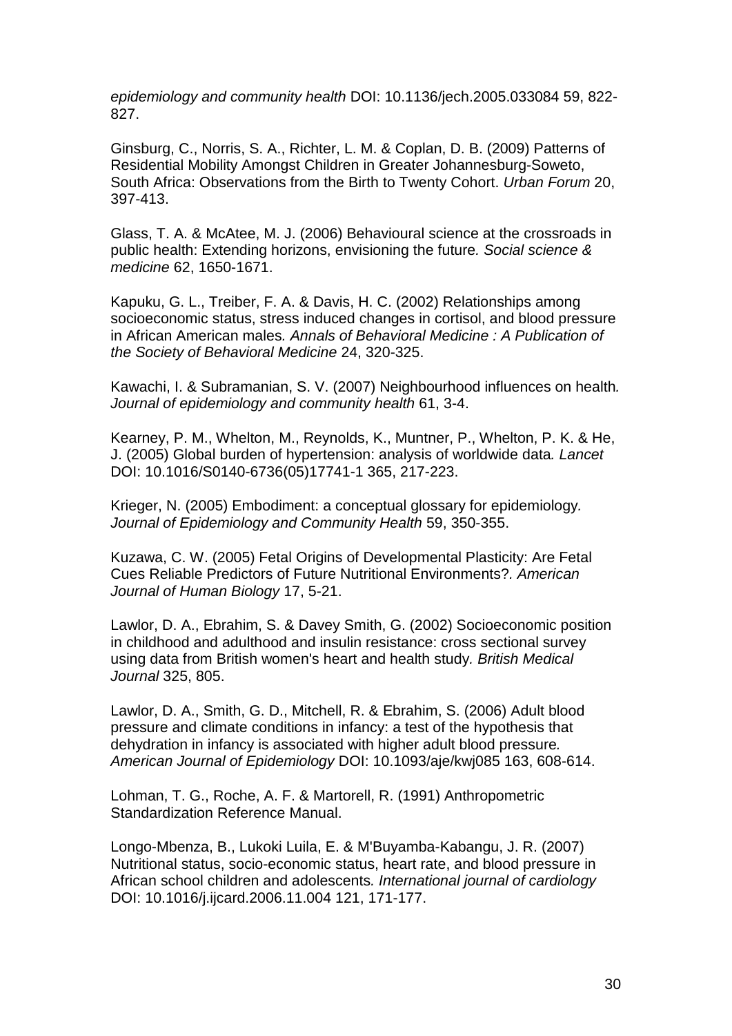*epidemiology and community health* DOI: 10.1136/jech.2005.033084 59, 822-827.

Ginsburg, C., Norris, S. A., Richter, L. M. & Coplan, D. B. (2009) Patterns of Residential Mobility Amongst Children in Greater Johannesburg-Soweto, South Africa: Observations from the Birth to Twenty Cohort. *Urban Forum* 20, 397-413.

Glass, T. A. & McAtee, M. J. (2006) Behavioural science at the crossroads in public health: Extending horizons, envisioning the future*. Social science & medicine* 62, 1650-1671.

Kapuku, G. L., Treiber, F. A. & Davis, H. C. (2002) Relationships among socioeconomic status, stress induced changes in cortisol, and blood pressure in African American males*. Annals of Behavioral Medicine : A Publication of the Society of Behavioral Medicine* 24, 320-325.

Kawachi, I. & Subramanian, S. V. (2007) Neighbourhood influences on health*. Journal of epidemiology and community health* 61, 3-4.

Kearney, P. M., Whelton, M., Reynolds, K., Muntner, P., Whelton, P. K. & He, J. (2005) Global burden of hypertension: analysis of worldwide data*. Lancet* DOI: 10.1016/S0140-6736(05)17741-1 365, 217-223.

Krieger, N. (2005) Embodiment: a conceptual glossary for epidemiology*. Journal of Epidemiology and Community Health* 59, 350-355.

Kuzawa, C. W. (2005) Fetal Origins of Developmental Plasticity: Are Fetal Cues Reliable Predictors of Future Nutritional Environments?*. American Journal of Human Biology* 17, 5-21.

Lawlor, D. A., Ebrahim, S. & Davey Smith, G. (2002) Socioeconomic position in childhood and adulthood and insulin resistance: cross sectional survey using data from British women's heart and health study*. British Medical Journal* 325, 805.

Lawlor, D. A., Smith, G. D., Mitchell, R. & Ebrahim, S. (2006) Adult blood pressure and climate conditions in infancy: a test of the hypothesis that dehydration in infancy is associated with higher adult blood pressure*. American Journal of Epidemiology* DOI: 10.1093/aje/kwj085 163, 608-614.

Lohman, T. G., Roche, A. F. & Martorell, R. (1991) Anthropometric Standardization Reference Manual.

Longo-Mbenza, B., Lukoki Luila, E. & M'Buyamba-Kabangu, J. R. (2007) Nutritional status, socio-economic status, heart rate, and blood pressure in African school children and adolescents*. International journal of cardiology* DOI: 10.1016/j.ijcard.2006.11.004 121, 171-177.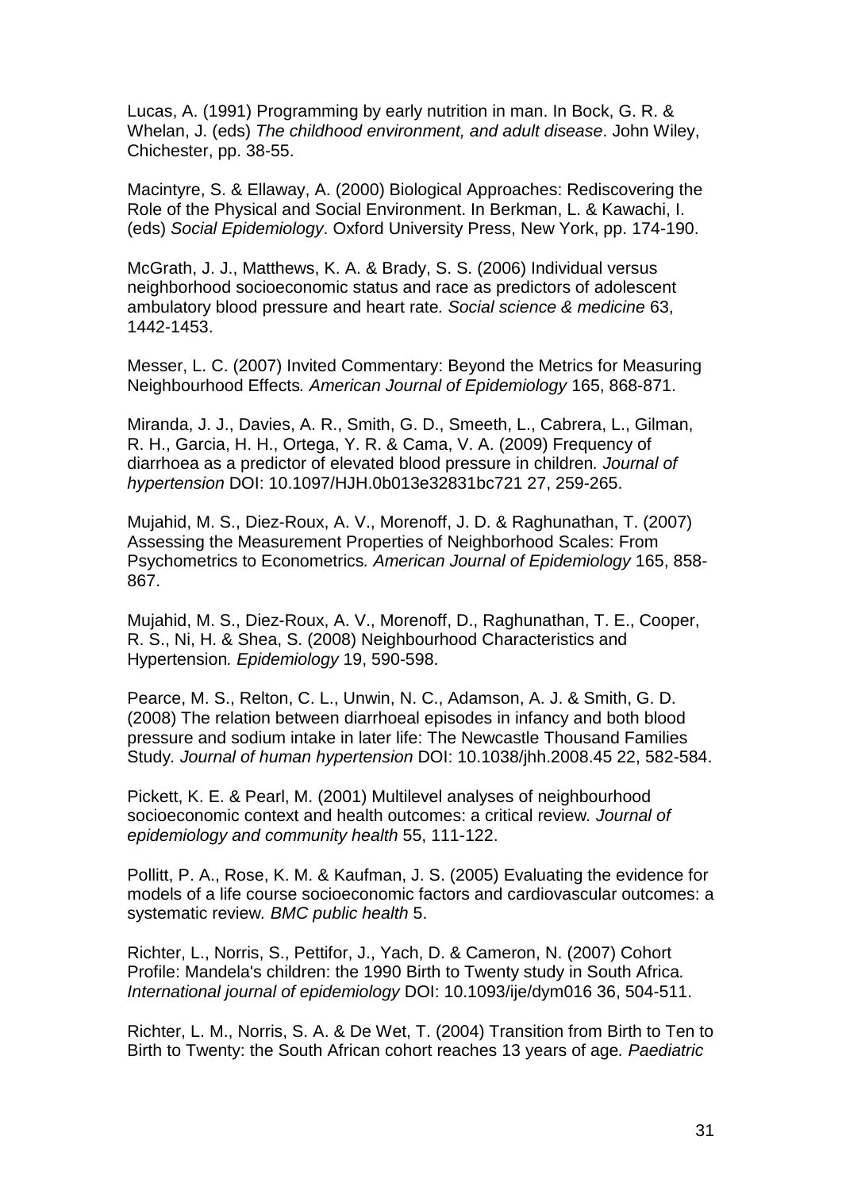Lucas, A. (1991) Programming by early nutrition in man. In Bock, G. R. & Whelan, J. (eds) *The childhood environment, and adult disease*. John Wiley, Chichester, pp. 38-55.

Macintyre, S. & Ellaway, A. (2000) Biological Approaches: Rediscovering the Role of the Physical and Social Environment. In Berkman, L. & Kawachi, I. (eds) *Social Epidemiology*. Oxford University Press, New York, pp. 174-190.

McGrath, J. J., Matthews, K. A. & Brady, S. S. (2006) Individual versus neighborhood socioeconomic status and race as predictors of adolescent ambulatory blood pressure and heart rate*. Social science & medicine* 63, 1442-1453.

Messer, L. C. (2007) Invited Commentary: Beyond the Metrics for Measuring Neighbourhood Effects*. American Journal of Epidemiology* 165, 868-871.

Miranda, J. J., Davies, A. R., Smith, G. D., Smeeth, L., Cabrera, L., Gilman, R. H., Garcia, H. H., Ortega, Y. R. & Cama, V. A. (2009) Frequency of diarrhoea as a predictor of elevated blood pressure in children*. Journal of hypertension* DOI: 10.1097/HJH.0b013e32831bc721 27, 259-265.

Mujahid, M. S., Diez-Roux, A. V., Morenoff, J. D. & Raghunathan, T. (2007) Assessing the Measurement Properties of Neighborhood Scales: From Psychometrics to Econometrics*. American Journal of Epidemiology* 165, 858-867.

Mujahid, M. S., Diez-Roux, A. V., Morenoff, D., Raghunathan, T. E., Cooper, R. S., Ni, H. & Shea, S. (2008) Neighbourhood Characteristics and Hypertension*. Epidemiology* 19, 590-598.

Pearce, M. S., Relton, C. L., Unwin, N. C., Adamson, A. J. & Smith, G. D. (2008) The relation between diarrhoeal episodes in infancy and both blood pressure and sodium intake in later life: The Newcastle Thousand Families Study*. Journal of human hypertension* DOI: 10.1038/jhh.2008.45 22, 582-584.

Pickett, K. E. & Pearl, M. (2001) Multilevel analyses of neighbourhood socioeconomic context and health outcomes: a critical review*. Journal of epidemiology and community health* 55, 111-122.

Pollitt, P. A., Rose, K. M. & Kaufman, J. S. (2005) Evaluating the evidence for models of a life course socioeconomic factors and cardiovascular outcomes: a systematic review*. BMC public health* 5.

Richter, L., Norris, S., Pettifor, J., Yach, D. & Cameron, N. (2007) Cohort Profile: Mandela's children: the 1990 Birth to Twenty study in South Africa*. International journal of epidemiology* DOI: 10.1093/ije/dym016 36, 504-511.

Richter, L. M., Norris, S. A. & De Wet, T. (2004) Transition from Birth to Ten to Birth to Twenty: the South African cohort reaches 13 years of age*. Paediatric*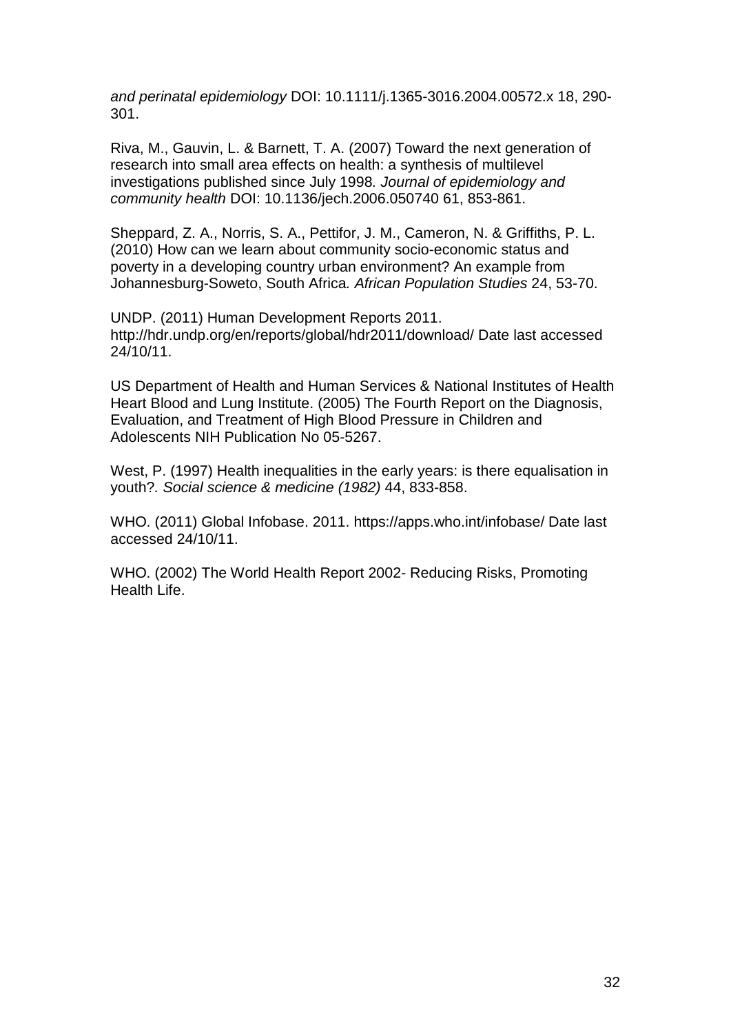*and perinatal epidemiology* DOI: 10.1111/j.1365-3016.2004.00572.x 18, 290-301.

Riva, M., Gauvin, L. & Barnett, T. A. (2007) Toward the next generation of research into small area effects on health: a synthesis of multilevel investigations published since July 1998*. Journal of epidemiology and community health* DOI: 10.1136/jech.2006.050740 61, 853-861.

Sheppard, Z. A., Norris, S. A., Pettifor, J. M., Cameron, N. & Griffiths, P. L. (2010) How can we learn about community socio-economic status and poverty in a developing country urban environment? An example from Johannesburg-Soweto, South Africa*. African Population Studies* 24, 53-70.

UNDP. (2011) Human Development Reports 2011. http://hdr.undp.org/en/reports/global/hdr2011/download/ Date last accessed 24/10/11.

US Department of Health and Human Services & National Institutes of Health Heart Blood and Lung Institute. (2005) The Fourth Report on the Diagnosis, Evaluation, and Treatment of High Blood Pressure in Children and Adolescents NIH Publication No 05-5267.

West, P. (1997) Health inequalities in the early years: is there equalisation in youth?*. Social science & medicine (1982)* 44, 833-858.

WHO. (2011) Global Infobase. 2011. https://apps.who.int/infobase/ Date last accessed 24/10/11.

WHO. (2002) The World Health Report 2002- Reducing Risks, Promoting Health Life.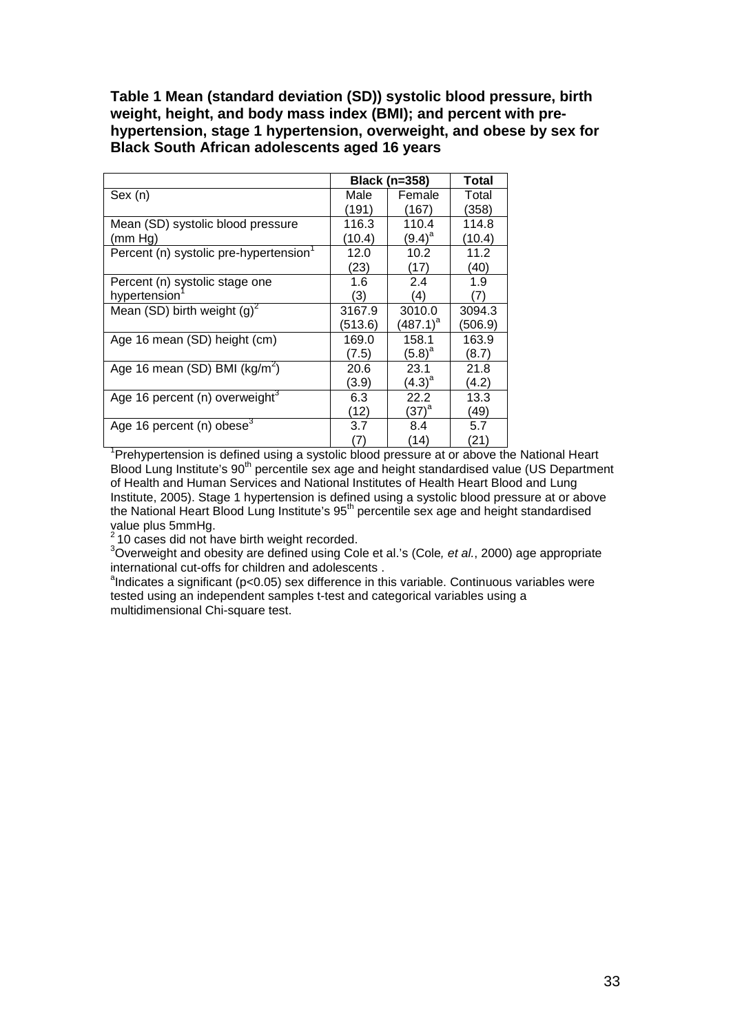**Table 1 Mean (standard deviation (SD)) systolic blood pressure, birth weight, height, and body mass index (BMI); and percent with pre-hypertension, stage 1 hypertension, overweight, and obese by sex for Black South African adolescents aged 16 years**

| | **Black (n=358)** | | **Total** |
|---|---|---|---|
| Sex (n) | Male (191) | Female (167) | Total (358) |
| Mean (SD) systolic blood pressure (mm Hg) | 116.3 (10.4) | 110.4 (9.4)[a] | 114.8 (10.4) |
| Percent (n) systolic pre-hypertension[1] | 12.0 (23) | 10.2 (17) | 11.2 (40) |
| Percent (n) systolic stage one hypertension[1] | 1.6 (3) | 2.4 (4) | 1.9 (7) |
| Mean (SD) birth weight (g)[2] | 3167.9 (513.6) | 3010.0 (487.1)[a] | 3094.3 (506.9) |
| Age 16 mean (SD) height (cm) | 169.0 (7.5) | 158.1 (5.8)[a] | 163.9 (8.7) |
| Age 16 mean (SD) BMI ($kg/m^2$) | 20.6 (3.9) | 23.1 (4.3)[a] | 21.8 (4.2) |
| Age 16 percent (n) overweight[3] | 6.3 (12) | 22.2 (37)[a] | 13.3 (49) |
| Age 16 percent (n) obese[3] | 3.7 (7) | 8.4 (14) | 5.7 (21) |

[1]Prehypertension is defined using a systolic blood pressure at or above the National Heart Blood Lung Institute's 90th percentile sex age and height standardised value (US Department of Health and Human Services and National Institutes of Health Heart Blood and Lung Institute, 2005). Stage 1 hypertension is defined using a systolic blood pressure at or above the National Heart Blood Lung Institute's 95th percentile sex age and height standardised value plus 5mmHg.

[2] 10 cases did not have birth weight recorded.

[3]Overweight and obesity are defined using Cole et al.'s (Cole*, et al.*, 2000) age appropriate international cut-offs for children and adolescents .

[a]Indicates a significant ($p<0.05$) sex difference in this variable. Continuous variables were tested using an independent samples t-test and categorical variables using a multidimensional Chi-square test.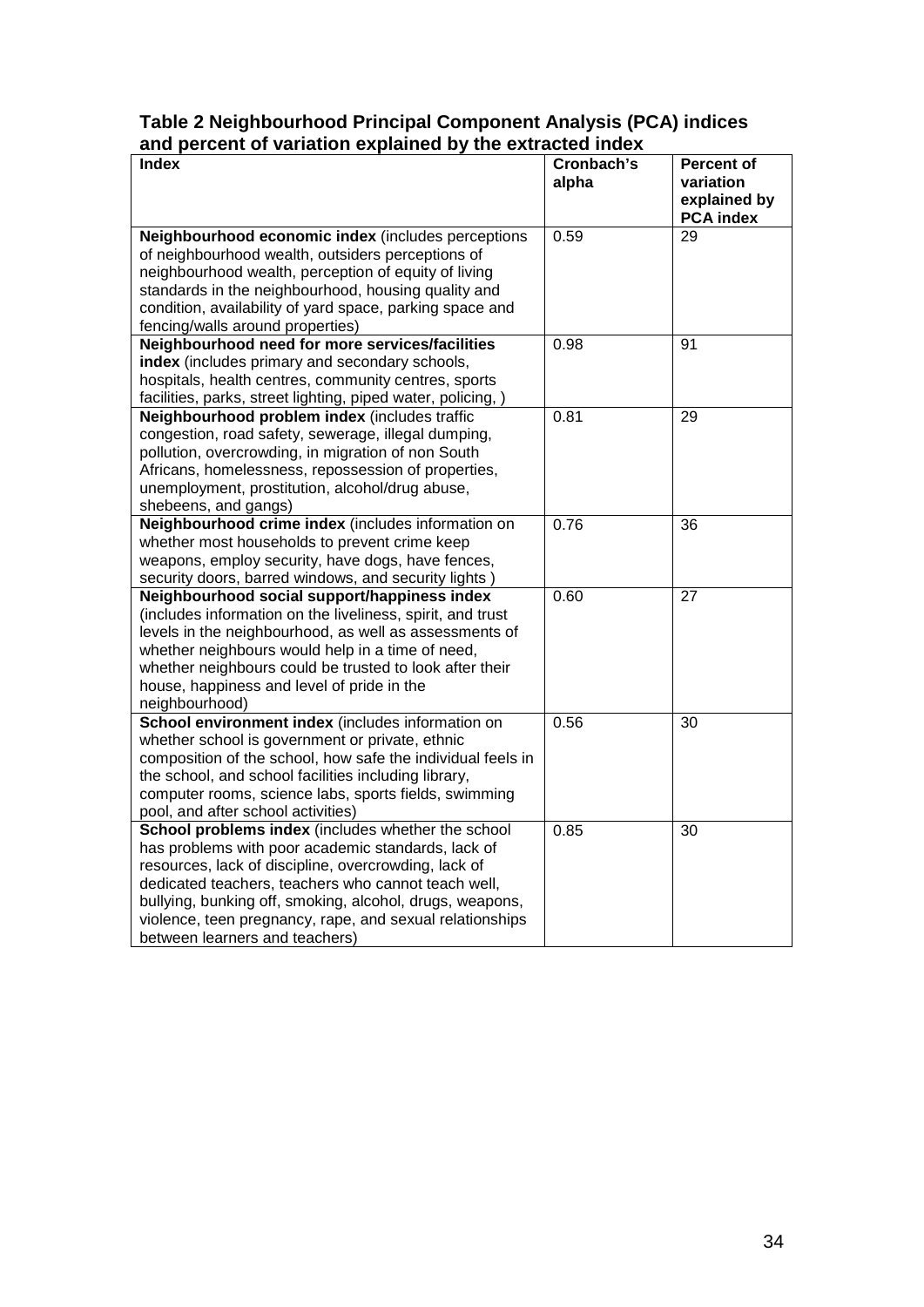**Table 2 Neighbourhood Principal Component Analysis (PCA) indices and percent of variation explained by the extracted index**

| Index | Cronbach's alpha | Percent of variation explained by PCA index |
|---|---|---|
| **Neighbourhood economic index** (includes perceptions of neighbourhood wealth, outsiders perceptions of neighbourhood wealth, perception of equity of living standards in the neighbourhood, housing quality and condition, availability of yard space, parking space and fencing/walls around properties) | 0.59 | 29 |
| **Neighbourhood need for more services/facilities index** (includes primary and secondary schools, hospitals, health centres, community centres, sports facilities, parks, street lighting, piped water, policing, ) | 0.98 | 91 |
| **Neighbourhood problem index** (includes traffic congestion, road safety, sewerage, illegal dumping, pollution, overcrowding, in migration of non South Africans, homelessness, repossession of properties, unemployment, prostitution, alcohol/drug abuse, shebeens, and gangs) | 0.81 | 29 |
| **Neighbourhood crime index** (includes information on whether most households to prevent crime keep weapons, employ security, have dogs, have fences, security doors, barred windows, and security lights ) | 0.76 | 36 |
| **Neighbourhood social support/happiness index** (includes information on the liveliness, spirit, and trust levels in the neighbourhood, as well as assessments of whether neighbours would help in a time of need, whether neighbours could be trusted to look after their house, happiness and level of pride in the neighbourhood) | 0.60 | 27 |
| **School environment index** (includes information on whether school is government or private, ethnic composition of the school, how safe the individual feels in the school, and school facilities including library, computer rooms, science labs, sports fields, swimming pool, and after school activities) | 0.56 | 30 |
| **School problems index** (includes whether the school has problems with poor academic standards, lack of resources, lack of discipline, overcrowding, lack of dedicated teachers, teachers who cannot teach well, bullying, bunking off, smoking, alcohol, drugs, weapons, violence, teen pregnancy, rape, and sexual relationships between learners and teachers) | 0.85 | 30 |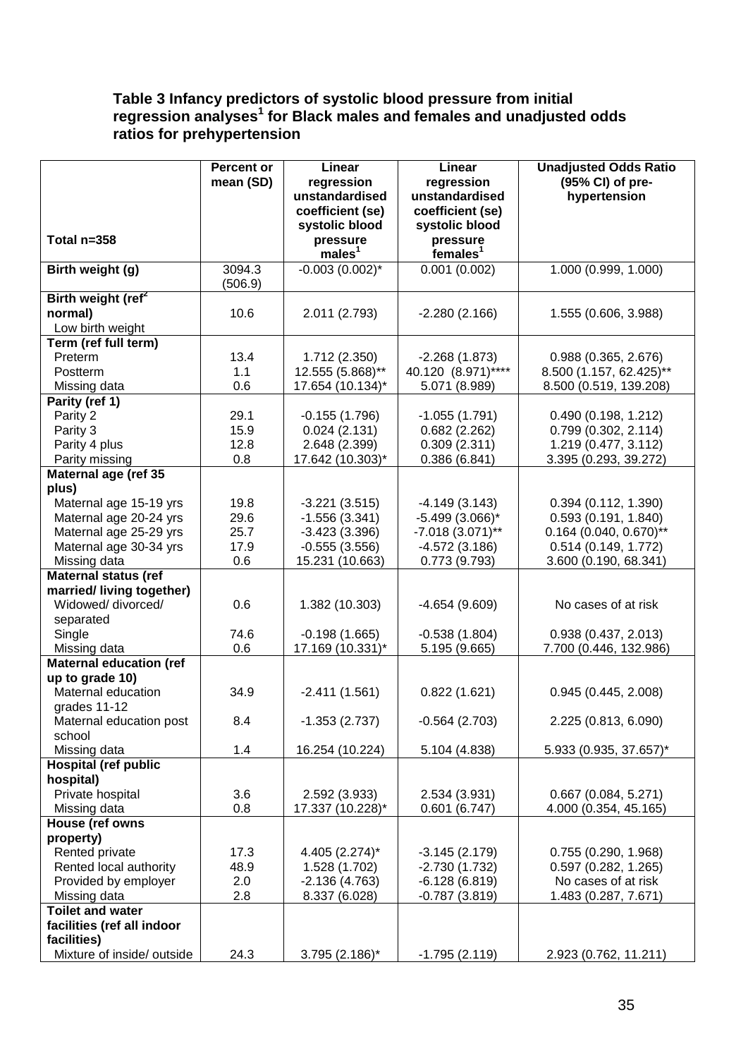**Table 3 Infancy predictors of systolic blood pressure from initial regression analyses[1] for Black males and females and unadjusted odds ratios for prehypertension**

| Total n=358 | Percent or mean (SD) | Linear regression unstandardised coefficient (se) systolic blood pressure males[1] | Linear regression unstandardised coefficient (se) systolic blood pressure females[1] | Unadjusted Odds Ratio (95% CI) of pre-hypertension |
|---|---|---|---|---|
| **Birth weight (g)** | 3094.3 (506.9) | -0.003 (0.002)* | 0.001 (0.002) | 1.000 (0.999, 1.000) |
| **Birth weight (ref[2] normal)** | | | | |
| Low birth weight | 10.6 | 2.011 (2.793) | -2.280 (2.166) | 1.555 (0.606, 3.988) |
| **Term (ref full term)** | | | | |
| Preterm | 13.4 | 1.712 (2.350) | -2.268 (1.873) | 0.988 (0.365, 2.676) |
| Postterm | 1.1 | 12.555 (5.868)** | 40.120 (8.971)**** | 8.500 (1.157, 62.425)** |
| Missing data | 0.6 | 17.654 (10.134)* | 5.071 (8.989) | 8.500 (0.519, 139.208) |
| **Parity (ref 1)** | | | | |
| Parity 2 | 29.1 | -0.155 (1.796) | -1.055 (1.791) | 0.490 (0.198, 1.212) |
| Parity 3 | 15.9 | 0.024 (2.131) | 0.682 (2.262) | 0.799 (0.302, 2.114) |
| Parity 4 plus | 12.8 | 2.648 (2.399) | 0.309 (2.311) | 1.219 (0.477, 3.112) |
| Parity missing | 0.8 | 17.642 (10.303)* | 0.386 (6.841) | 3.395 (0.293, 39.272) |
| **Maternal age (ref 35 plus)** | | | | |
| Maternal age 15-19 yrs | 19.8 | -3.221 (3.515) | -4.149 (3.143) | 0.394 (0.112, 1.390) |
| Maternal age 20-24 yrs | 29.6 | -1.556 (3.341) | -5.499 (3.066)* | 0.593 (0.191, 1.840) |
| Maternal age 25-29 yrs | 25.7 | -3.423 (3.396) | -7.018 (3.071)** | 0.164 (0.040, 0.670)** |
| Maternal age 30-34 yrs | 17.9 | -0.555 (3.556) | -4.572 (3.186) | 0.514 (0.149, 1.772) |
| Missing data | 0.6 | 15.231 (10.663) | 0.773 (9.793) | 3.600 (0.190, 68.341) |
| **Maternal status (ref married/ living together)** | | | | |
| Widowed/ divorced/ separated | 0.6 | 1.382 (10.303) | -4.654 (9.609) | No cases of at risk |
| Single | 74.6 | -0.198 (1.665) | -0.538 (1.804) | 0.938 (0.437, 2.013) |
| Missing data | 0.6 | 17.169 (10.331)* | 5.195 (9.665) | 7.700 (0.446, 132.986) |
| **Maternal education (ref up to grade 10)** | | | | |
| Maternal education grades 11-12 | 34.9 | -2.411 (1.561) | 0.822 (1.621) | 0.945 (0.445, 2.008) |
| Maternal education post school | 8.4 | -1.353 (2.737) | -0.564 (2.703) | 2.225 (0.813, 6.090) |
| Missing data | 1.4 | 16.254 (10.224) | 5.104 (4.838) | 5.933 (0.935, 37.657)* |
| **Hospital (ref public hospital)** | | | | |
| Private hospital | 3.6 | 2.592 (3.933) | 2.534 (3.931) | 0.667 (0.084, 5.271) |
| Missing data | 0.8 | 17.337 (10.228)* | 0.601 (6.747) | 4.000 (0.354, 45.165) |
| **House (ref owns property)** | | | | |
| Rented private | 17.3 | 4.405 (2.274)* | -3.145 (2.179) | 0.755 (0.290, 1.968) |
| Rented local authority | 48.9 | 1.528 (1.702) | -2.730 (1.732) | 0.597 (0.282, 1.265) |
| Provided by employer | 2.0 | -2.136 (4.763) | -6.128 (6.819) | No cases of at risk |
| Missing data | 2.8 | 8.337 (6.028) | -0.787 (3.819) | 1.483 (0.287, 7.671) |
| **Toilet and water facilities (ref all indoor facilities)** | | | | |
| Mixture of inside/ outside | 24.3 | 3.795 (2.186)* | -1.795 (2.119) | 2.923 (0.762, 11.211) |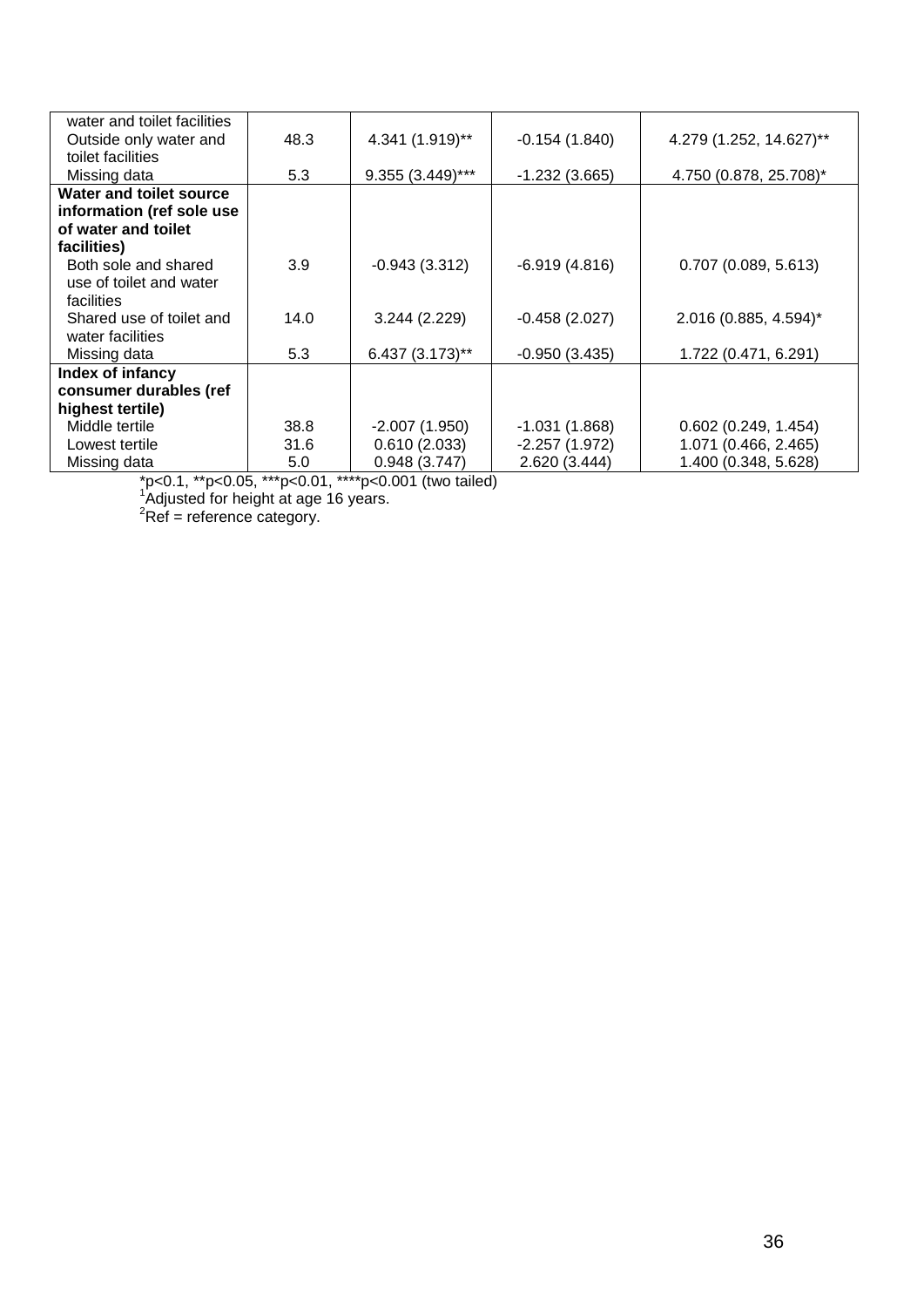| | | | | |
|---|---|---|---|---|
| water and toilet facilities | | | | |
| Outside only water and toilet facilities | 48.3 | 4.341 (1.919)** | -0.154 (1.840) | 4.279 (1.252, 14.627)** |
| Missing data | 5.3 | 9.355 (3.449)*** | -1.232 (3.665) | 4.750 (0.878, 25.708)* |
| **Water and toilet source information (ref sole use of water and toilet facilities)** | | | | |
| Both sole and shared use of toilet and water facilities | 3.9 | -0.943 (3.312) | -6.919 (4.816) | 0.707 (0.089, 5.613) |
| Shared use of toilet and water facilities | 14.0 | 3.244 (2.229) | -0.458 (2.027) | 2.016 (0.885, 4.594)* |
| Missing data | 5.3 | 6.437 (3.173)** | -0.950 (3.435) | 1.722 (0.471, 6.291) |
| **Index of infancy consumer durables (ref highest tertile)** | | | | |
| Middle tertile | 38.8 | -2.007 (1.950) | -1.031 (1.868) | 0.602 (0.249, 1.454) |
| Lowest tertile | 31.6 | 0.610 (2.033) | -2.257 (1.972) | 1.071 (0.466, 2.465) |
| Missing data | 5.0 | 0.948 (3.747) | 2.620 (3.444) | 1.400 (0.348, 5.628) |

*p<0.1, **p<0.05, ***p<0.01, ****p<0.001 (two tailed)

[1]Adjusted for height at age 16 years.

[2]Ref = reference category.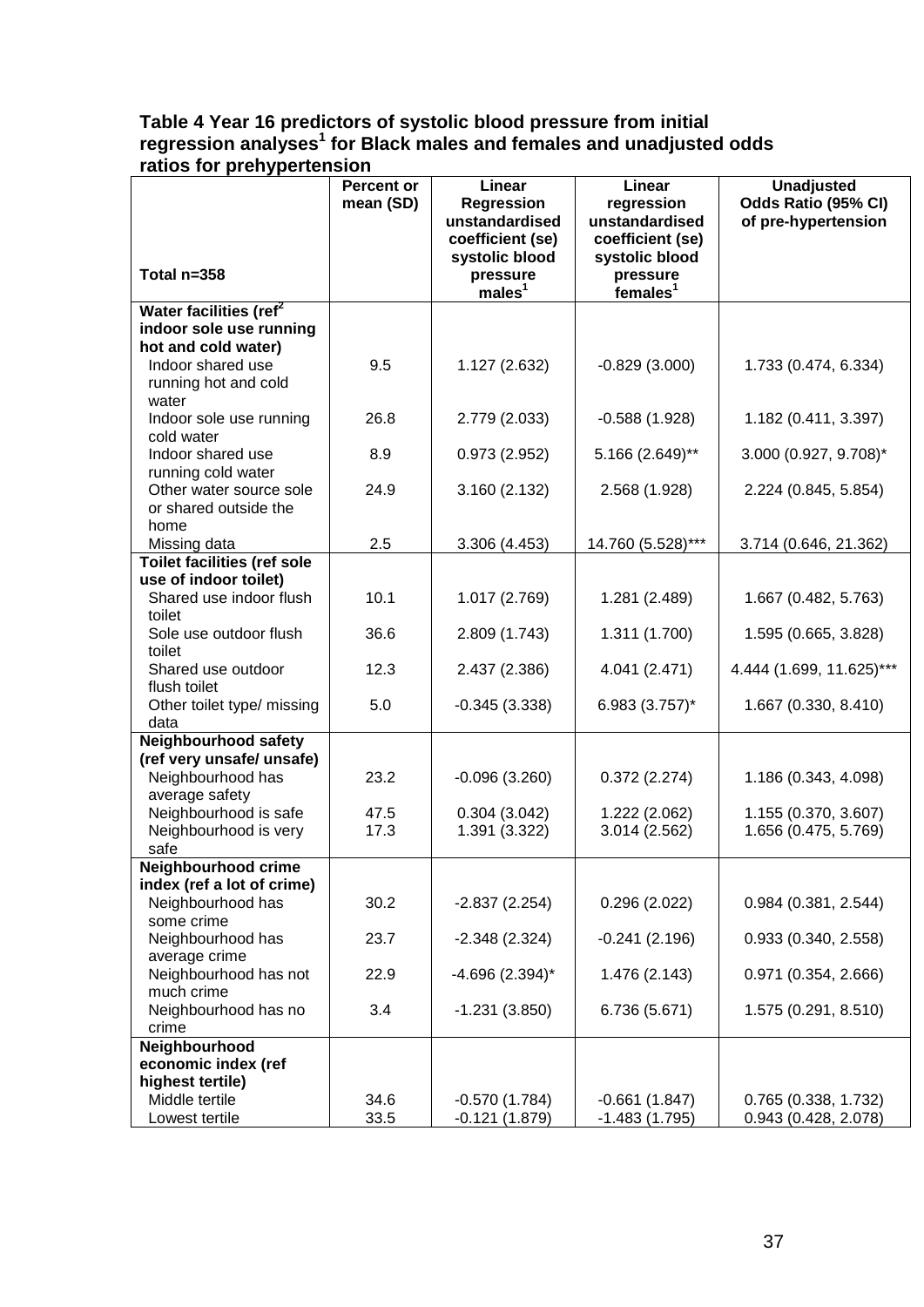**Table 4 Year 16 predictors of systolic blood pressure from initial regression analyses[1] for Black males and females and unadjusted odds ratios for prehypertension**

| Total n=358 | Percent or mean (SD) | Linear Regression unstandardised coefficient (se) systolic blood pressure males[1] | Linear regression unstandardised coefficient (se) systolic blood pressure females[1] | Unadjusted Odds Ratio (95% CI) of pre-hypertension |
|---|---|---|---|---|
| **Water facilities (ref[2] indoor sole use running hot and cold water)** | | | | |
| Indoor shared use running hot and cold water | 9.5 | 1.127 (2.632) | -0.829 (3.000) | 1.733 (0.474, 6.334) |
| Indoor sole use running cold water | 26.8 | 2.779 (2.033) | -0.588 (1.928) | 1.182 (0.411, 3.397) |
| Indoor shared use running cold water | 8.9 | 0.973 (2.952) | 5.166 (2.649)** | 3.000 (0.927, 9.708)* |
| Other water source sole or shared outside the home | 24.9 | 3.160 (2.132) | 2.568 (1.928) | 2.224 (0.845, 5.854) |
| Missing data | 2.5 | 3.306 (4.453) | 14.760 (5.528)*** | 3.714 (0.646, 21.362) |
| **Toilet facilities (ref sole use of indoor toilet)** | | | | |
| Shared use indoor flush toilet | 10.1 | 1.017 (2.769) | 1.281 (2.489) | 1.667 (0.482, 5.763) |
| Sole use outdoor flush toilet | 36.6 | 2.809 (1.743) | 1.311 (1.700) | 1.595 (0.665, 3.828) |
| Shared use outdoor flush toilet | 12.3 | 2.437 (2.386) | 4.041 (2.471) | 4.444 (1.699, 11.625)*** |
| Other toilet type/ missing data | 5.0 | -0.345 (3.338) | 6.983 (3.757)* | 1.667 (0.330, 8.410) |
| **Neighbourhood safety (ref very unsafe/ unsafe)** | | | | |
| Neighbourhood has average safety | 23.2 | -0.096 (3.260) | 0.372 (2.274) | 1.186 (0.343, 4.098) |
| Neighbourhood is safe | 47.5 | 0.304 (3.042) | 1.222 (2.062) | 1.155 (0.370, 3.607) |
| Neighbourhood is very safe | 17.3 | 1.391 (3.322) | 3.014 (2.562) | 1.656 (0.475, 5.769) |
| **Neighbourhood crime index (ref a lot of crime)** | | | | |
| Neighbourhood has some crime | 30.2 | -2.837 (2.254) | 0.296 (2.022) | 0.984 (0.381, 2.544) |
| Neighbourhood has average crime | 23.7 | -2.348 (2.324) | -0.241 (2.196) | 0.933 (0.340, 2.558) |
| Neighbourhood has not much crime | 22.9 | -4.696 (2.394)* | 1.476 (2.143) | 0.971 (0.354, 2.666) |
| Neighbourhood has no crime | 3.4 | -1.231 (3.850) | 6.736 (5.671) | 1.575 (0.291, 8.510) |
| **Neighbourhood economic index (ref highest tertile)** | | | | |
| Middle tertile | 34.6 | -0.570 (1.784) | -0.661 (1.847) | 0.765 (0.338, 1.732) |
| Lowest tertile | 33.5 | -0.121 (1.879) | -1.483 (1.795) | 0.943 (0.428, 2.078) |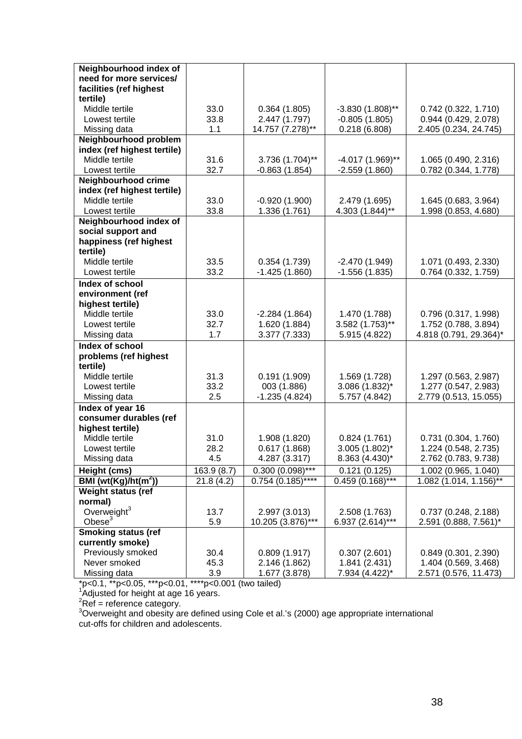| | | | | |
|---|---|---|---|---|
| **Neighbourhood index of need for more services/ facilities (ref highest tertile)** | | | | |
| Middle tertile | 33.0 | 0.364 (1.805) | -3.830 (1.808)** | 0.742 (0.322, 1.710) |
| Lowest tertile | 33.8 | 2.447 (1.797) | -0.805 (1.805) | 0.944 (0.429, 2.078) |
| Missing data | 1.1 | 14.757 (7.278)** | 0.218 (6.808) | 2.405 (0.234, 24.745) |
| **Neighbourhood problem index (ref highest tertile)** | | | | |
| Middle tertile | 31.6 | 3.736 (1.704)** | -4.017 (1.969)** | 1.065 (0.490, 2.316) |
| Lowest tertile | 32.7 | -0.863 (1.854) | -2.559 (1.860) | 0.782 (0.344, 1.778) |
| **Neighbourhood crime index (ref highest tertile)** | | | | |
| Middle tertile | 33.0 | -0.920 (1.900) | 2.479 (1.695) | 1.645 (0.683, 3.964) |
| Lowest tertile | 33.8 | 1.336 (1.761) | 4.303 (1.844)** | 1.998 (0.853, 4.680) |
| **Neighbourhood index of social support and happiness (ref highest tertile)** | | | | |
| Middle tertile | 33.5 | 0.354 (1.739) | -2.470 (1.949) | 1.071 (0.493, 2.330) |
| Lowest tertile | 33.2 | -1.425 (1.860) | -1.556 (1.835) | 0.764 (0.332, 1.759) |
| **Index of school environment (ref highest tertile)** | | | | |
| Middle tertile | 33.0 | -2.284 (1.864) | 1.470 (1.788) | 0.796 (0.317, 1.998) |
| Lowest tertile | 32.7 | 1.620 (1.884) | 3.582 (1.753)** | 1.752 (0.788, 3.894) |
| Missing data | 1.7 | 3.377 (7.333) | 5.915 (4.822) | 4.818 (0.791, 29.364)* |
| **Index of school problems (ref highest tertile)** | | | | |
| Middle tertile | 31.3 | 0.191 (1.909) | 1.569 (1.728) | 1.297 (0.563, 2.987) |
| Lowest tertile | 33.2 | 003 (1.886) | 3.086 (1.832)* | 1.277 (0.547, 2.983) |
| Missing data | 2.5 | -1.235 (4.824) | 5.757 (4.842) | 2.779 (0.513, 15.055) |
| **Index of year 16 consumer durables (ref highest tertile)** | | | | |
| Middle tertile | 31.0 | 1.908 (1.820) | 0.824 (1.761) | 0.731 (0.304, 1.760) |
| Lowest tertile | 28.2 | 0.617 (1.868) | 3.005 (1.802)* | 1.224 (0.548, 2.735) |
| Missing data | 4.5 | 4.287 (3.317) | 8.363 (4.430)* | 2.762 (0.783, 9.738) |
| **Height (cms)** | 163.9 (8.7) | 0.300 (0.098)*** | 0.121 (0.125) | 1.002 (0.965, 1.040) |
| **BMI (wt(Kg)/ht(m$^2$))** | 21.8 (4.2) | 0.754 (0.185)**** | 0.459 (0.168)*** | 1.082 (1.014, 1.156)** |
| **Weight status (ref normal)** | | | | |
| Overweight[3] | 13.7 | 2.997 (3.013) | 2.508 (1.763) | 0.737 (0.248, 2.188) |
| Obese[3] | 5.9 | 10.205 (3.876)*** | 6.937 (2.614)*** | 2.591 (0.888, 7.561)* |
| **Smoking status (ref currently smoke)** | | | | |
| Previously smoked | 30.4 | 0.809 (1.917) | 0.307 (2.601) | 0.849 (0.301, 2.390) |
| Never smoked | 45.3 | 2.146 (1.862) | 1.841 (2.431) | 1.404 (0.569, 3.468) |
| Missing data | 3.9 | 1.677 (3.878) | 7.934 (4.422)* | 2.571 (0.576, 11.473) |

*p<0.1, **p<0.05, ***p<0.01, ****p<0.001 (two tailed)
[1]Adjusted for height at age 16 years.
[2]Ref = reference category.
[3]Overweight and obesity are defined using Cole et al.'s (2000) age appropriate international cut-offs for children and adolescents.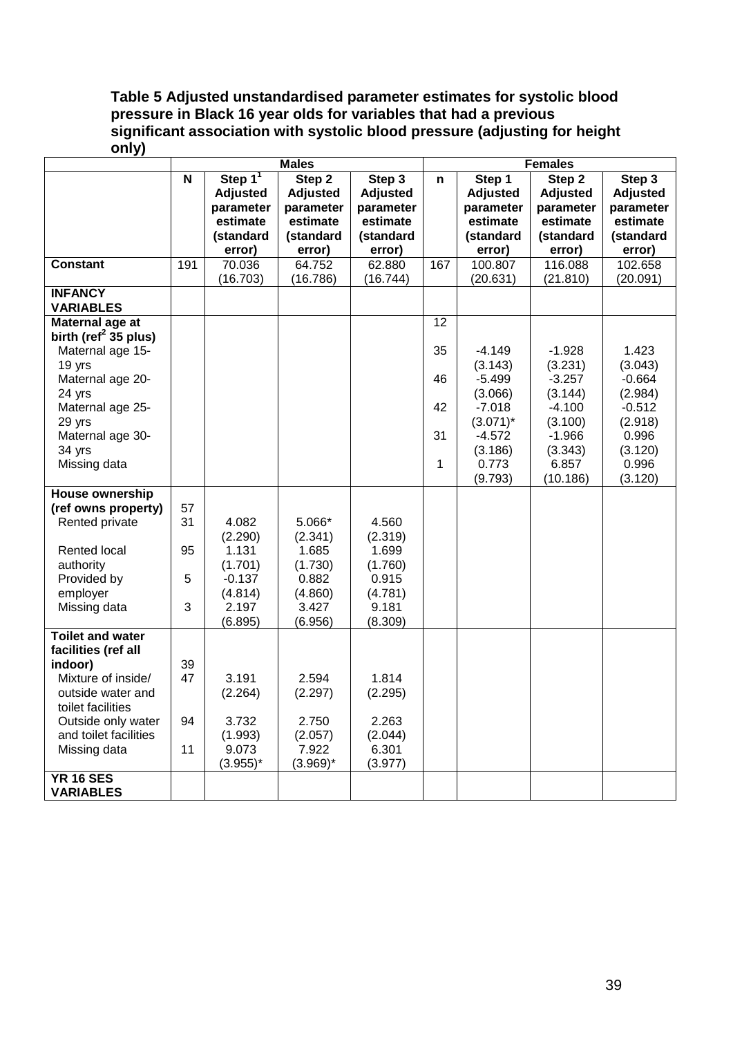**Table 5 Adjusted unstandardised parameter estimates for systolic blood pressure in Black 16 year olds for variables that had a previous significant association with systolic blood pressure (adjusting for height only)**

| | Males | | | | Females | | | |
|---|---|---|---|---|---|---|---|---|
| | N | Step 1[1] Adjusted parameter estimate (standard error) | Step 2 Adjusted parameter estimate (standard error) | Step 3 Adjusted parameter estimate (standard error) | n | Step 1 Adjusted parameter estimate (standard error) | Step 2 Adjusted parameter estimate (standard error) | Step 3 Adjusted parameter estimate (standard error) |
| **Constant** | 191 | 70.036 (16.703) | 64.752 (16.786) | 62.880 (16.744) | 167 | 100.807 (20.631) | 116.088 (21.810) | 102.658 (20.091) |
| **INFANCY VARIABLES** | | | | | | | | |
| **Maternal age at birth (ref[2] 35 plus)** | | | | | 12 | | | |
| Maternal age 15-19 yrs | | | | | 35 | -4.149 (3.143) | -1.928 (3.231) | 1.423 (3.043) |
| Maternal age 20-24 yrs | | | | | 46 | -5.499 (3.066) | -3.257 (3.144) | -0.664 (2.984) |
| Maternal age 25-29 yrs | | | | | 42 | -7.018 (3.071)* | -4.100 (3.100) | -0.512 (2.918) |
| Maternal age 30-34 yrs | | | | | 31 | -4.572 (3.186) | -1.966 (3.343) | 0.996 (3.120) |
| Missing data | | | | | 1 | 0.773 (9.793) | 6.857 (10.186) | 0.996 (3.120) |
| **House ownership (ref owns property)** | 57 | | | | | | | |
| Rented private | 31 | 4.082 (2.290) | 5.066* (2.341) | 4.560 (2.319) | | | | |
| Rented local authority | 95 | 1.131 (1.701) | 1.685 (1.730) | 1.699 (1.760) | | | | |
| Provided by employer | 5 | -0.137 (4.814) | 0.882 (4.860) | 0.915 (4.781) | | | | |
| Missing data | 3 | 2.197 (6.895) | 3.427 (6.956) | 9.181 (8.309) | | | | |
| **Toilet and water facilities (ref all indoor)** | 39 | | | | | | | |
| Mixture of inside/ outside water and toilet facilities | 47 | 3.191 (2.264) | 2.594 (2.297) | 1.814 (2.295) | | | | |
| Outside only water and toilet facilities | 94 | 3.732 (1.993) | 2.750 (2.057) | 2.263 (2.044) | | | | |
| Missing data | 11 | 9.073 (3.955)* | 7.922 (3.969)* | 6.301 (3.977) | | | | |
| **YR 16 SES VARIABLES** | | | | | | | | |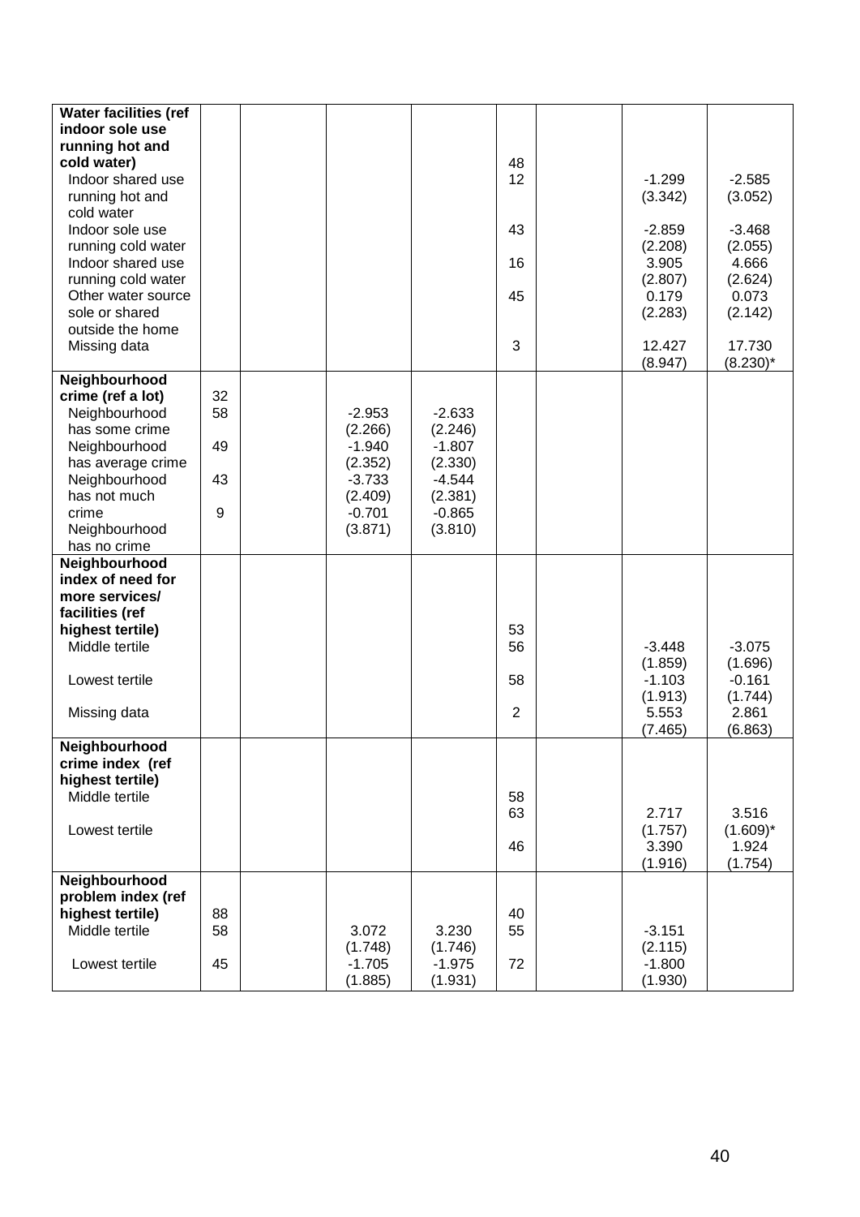| | | | | | | | | |
|---|---|---|---|---|---|---|---|---|
| **Water facilities (ref indoor sole use running hot and cold water)** | | | | | 48 | | | |
| Indoor shared use running hot and cold water | | | | | 12 | | -1.299 (3.342) | -2.585 (3.052) |
| Indoor sole use running cold water | | | | | 43 | | -2.859 (2.208) | -3.468 (2.055) |
| Indoor shared use running cold water | | | | | 16 | | 3.905 (2.807) | 4.666 (2.624) |
| Other water source sole or shared outside the home | | | | | 45 | | 0.179 (2.283) | 0.073 (2.142) |
| Missing data | | | | | 3 | | 12.427 (8.947) | 17.730 (8.230)* |
| **Neighbourhood crime (ref a lot)** | 32 | | | | | | | |
| Neighbourhood has some crime | 58 | | -2.953 (2.266) | -2.633 (2.246) | | | | |
| Neighbourhood has average crime | 49 | | -1.940 (2.352) | -1.807 (2.330) | | | | |
| Neighbourhood has not much crime | 43 | | -3.733 (2.409) | -4.544 (2.381) | | | | |
| Neighbourhood has no crime | 9 | | -0.701 (3.871) | -0.865 (3.810) | | | | |
| **Neighbourhood index of need for more services/ facilities (ref highest tertile)** | | | | | 53 | | | |
| Middle tertile | | | | | 56 | | -3.448 (1.859) | -3.075 (1.696) |
| Lowest tertile | | | | | 58 | | -1.103 (1.913) | -0.161 (1.744) |
| Missing data | | | | | 2 | | 5.553 (7.465) | 2.861 (6.863) |
| **Neighbourhood crime index (ref highest tertile)** | | | | | 58 | | | |
| Middle tertile | | | | | 63 | | 2.717 (1.757) | 3.516 (1.609)* |
| Lowest tertile | | | | | 46 | | 3.390 (1.916) | 1.924 (1.754) |
| **Neighbourhood problem index (ref highest tertile)** | 88 | | | | 40 | | | |
| Middle tertile | 58 | | 3.072 (1.748) | 3.230 (1.746) | 55 | | -3.151 (2.115) | |
| Lowest tertile | 45 | | -1.705 (1.885) | -1.975 (1.931) | 72 | | -1.800 (1.930) | |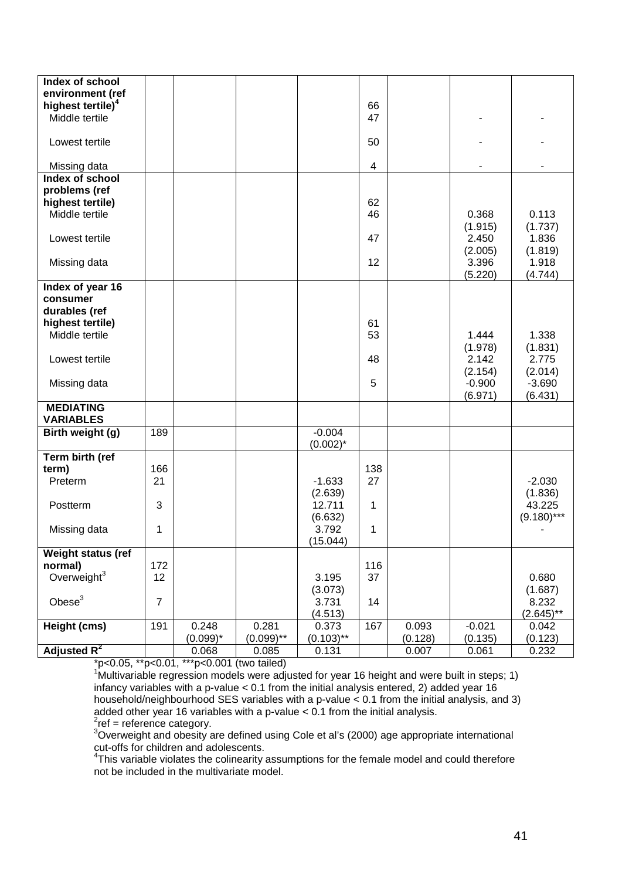| Index of school environment (ref highest tertile)[4] | | | | | 66 | | | |
|---|---|---|---|---|---|---|---|---|
| Middle tertile | | | | | 47 | | - | - |
| Lowest tertile | | | | | 50 | | - | - |
| Missing data | | | | | 4 | | - | - |
| **Index of school problems (ref highest tertile)** | | | | | 62 | | | |
| Middle tertile | | | | | 46 | | 0.368 (1.915) | 0.113 (1.737) |
| Lowest tertile | | | | | 47 | | 2.450 (2.005) | 1.836 (1.819) |
| Missing data | | | | | 12 | | 3.396 (5.220) | 1.918 (4.744) |
| **Index of year 16 consumer durables (ref highest tertile)** | | | | | 61 | | | |
| Middle tertile | | | | | 53 | | 1.444 (1.978) | 1.338 (1.831) |
| Lowest tertile | | | | | 48 | | 2.142 (2.154) | 2.775 (2.014) |
| Missing data | | | | | 5 | | -0.900 (6.971) | -3.690 (6.431) |
| **MEDIATING VARIABLES** | | | | | | | | |
| **Birth weight (g)** | 189 | | | -0.004 (0.002)* | | | | |
| **Term birth (ref term)** | 166 | | | | 138 | | | |
| Preterm | 21 | | | -1.633 (2.639) | 27 | | | -2.030 (1.836) |
| Postterm | 3 | | | 12.711 (6.632) | 1 | | | 43.225 (9.180)*** |
| Missing data | 1 | | | 3.792 (15.044) | 1 | | | - |
| **Weight status (ref normal)** | 172 | | | | 116 | | | |
| Overweight[3] | 12 | | | 3.195 (3.073) | 37 | | | 0.680 (1.687) |
| Obese[3] | 7 | | | 3.731 (4.513) | 14 | | | 8.232 (2.645)** |
| **Height (cms)** | 191 | 0.248 (0.099)* | 0.281 (0.099)** | 0.373 (0.103)** | 167 | 0.093 (0.128) | -0.021 (0.135) | 0.042 (0.123) |
| **Adjusted $R^2$** | | 0.068 | 0.085 | 0.131 | | 0.007 | 0.061 | 0.232 |

*p<0.05, **p<0.01, ***p<0.001 (two tailed)

[1]Multivariable regression models were adjusted for year 16 height and were built in steps; 1) infancy variables with a p-value < 0.1 from the initial analysis entered, 2) added year 16 household/neighbourhood SES variables with a p-value < 0.1 from the initial analysis, and 3) added other year 16 variables with a p-value < 0.1 from the initial analysis.

[2]ref = reference category.

[3]Overweight and obesity are defined using Cole et al's (2000) age appropriate international cut-offs for children and adolescents.

[4]This variable violates the colinearity assumptions for the female model and could therefore not be included in the multivariate model.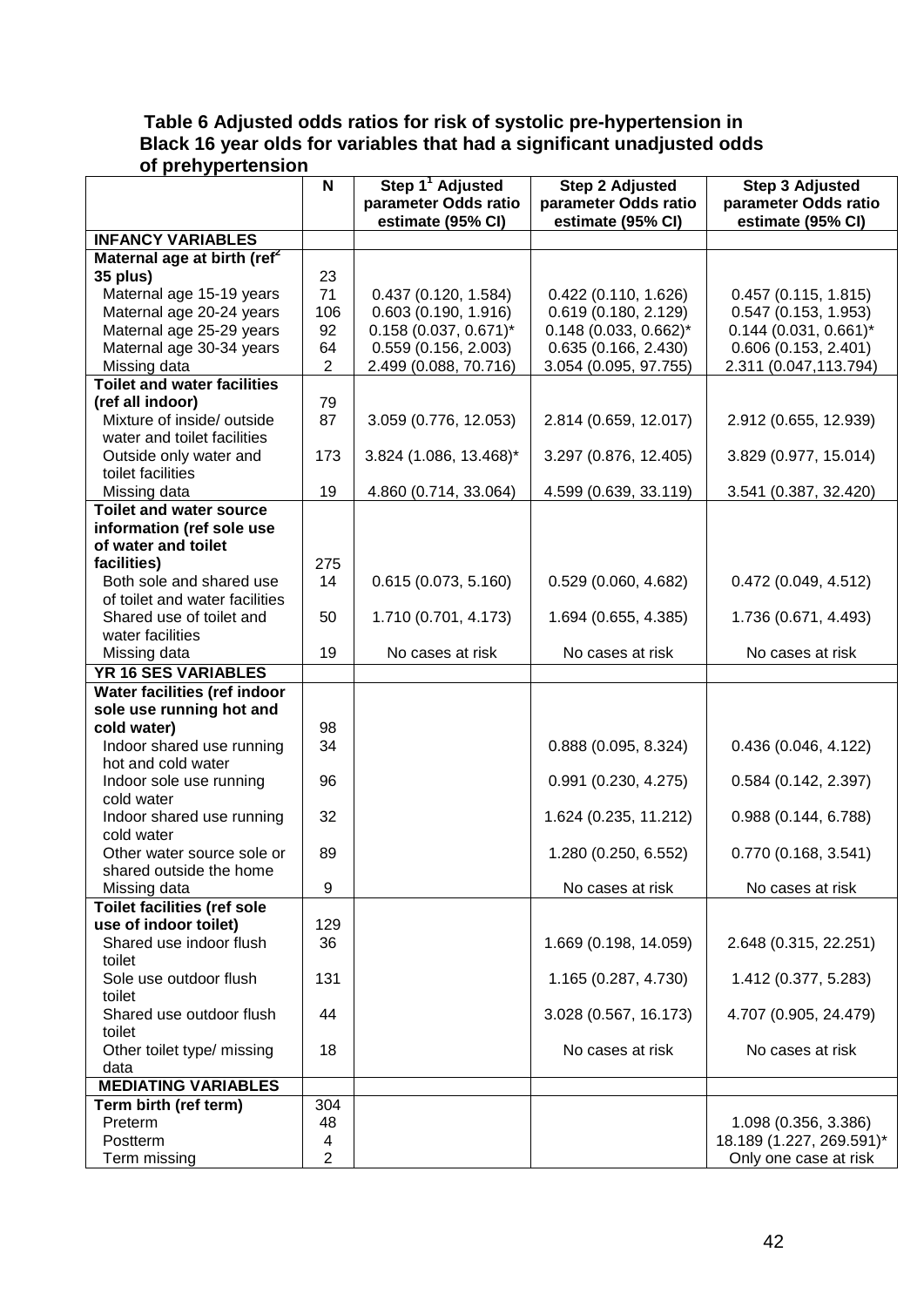**Table 6 Adjusted odds ratios for risk of systolic pre-hypertension in Black 16 year olds for variables that had a significant unadjusted odds of prehypertension**

| | N | Step 1[1] Adjusted parameter Odds ratio estimate (95% CI) | Step 2 Adjusted parameter Odds ratio estimate (95% CI) | Step 3 Adjusted parameter Odds ratio estimate (95% CI) |
|---|---|---|---|---|
| **INFANCY VARIABLES** | | | | |
| **Maternal age at birth (ref[2] 35 plus)** | 23 | | | |
| Maternal age 15-19 years | 71 | 0.437 (0.120, 1.584) | 0.422 (0.110, 1.626) | 0.457 (0.115, 1.815) |
| Maternal age 20-24 years | 106 | 0.603 (0.190, 1.916) | 0.619 (0.180, 2.129) | 0.547 (0.153, 1.953) |
| Maternal age 25-29 years | 92 | 0.158 (0.037, 0.671)* | 0.148 (0.033, 0.662)* | 0.144 (0.031, 0.661)* |
| Maternal age 30-34 years | 64 | 0.559 (0.156, 2.003) | 0.635 (0.166, 2.430) | 0.606 (0.153, 2.401) |
| Missing data | 2 | 2.499 (0.088, 70.716) | 3.054 (0.095, 97.755) | 2.311 (0.047,113.794) |
| **Toilet and water facilities (ref all indoor)** | 79 | | | |
| Mixture of inside/ outside water and toilet facilities | 87 | 3.059 (0.776, 12.053) | 2.814 (0.659, 12.017) | 2.912 (0.655, 12.939) |
| Outside only water and toilet facilities | 173 | 3.824 (1.086, 13.468)* | 3.297 (0.876, 12.405) | 3.829 (0.977, 15.014) |
| Missing data | 19 | 4.860 (0.714, 33.064) | 4.599 (0.639, 33.119) | 3.541 (0.387, 32.420) |
| **Toilet and water source information (ref sole use of water and toilet facilities)** | 275 | | | |
| Both sole and shared use of toilet and water facilities | 14 | 0.615 (0.073, 5.160) | 0.529 (0.060, 4.682) | 0.472 (0.049, 4.512) |
| Shared use of toilet and water facilities | 50 | 1.710 (0.701, 4.173) | 1.694 (0.655, 4.385) | 1.736 (0.671, 4.493) |
| Missing data | 19 | No cases at risk | No cases at risk | No cases at risk |
| **YR 16 SES VARIABLES** | | | | |
| **Water facilities (ref indoor sole use running hot and cold water)** | 98 | | | |
| Indoor shared use running hot and cold water | 34 | | 0.888 (0.095, 8.324) | 0.436 (0.046, 4.122) |
| Indoor sole use running cold water | 96 | | 0.991 (0.230, 4.275) | 0.584 (0.142, 2.397) |
| Indoor shared use running cold water | 32 | | 1.624 (0.235, 11.212) | 0.988 (0.144, 6.788) |
| Other water source sole or shared outside the home | 89 | | 1.280 (0.250, 6.552) | 0.770 (0.168, 3.541) |
| Missing data | 9 | | No cases at risk | No cases at risk |
| **Toilet facilities (ref sole use of indoor toilet)** | 129 | | | |
| Shared use indoor flush toilet | 36 | | 1.669 (0.198, 14.059) | 2.648 (0.315, 22.251) |
| Sole use outdoor flush toilet | 131 | | 1.165 (0.287, 4.730) | 1.412 (0.377, 5.283) |
| Shared use outdoor flush toilet | 44 | | 3.028 (0.567, 16.173) | 4.707 (0.905, 24.479) |
| Other toilet type/ missing data | 18 | | No cases at risk | No cases at risk |
| **MEDIATING VARIABLES** | | | | |
| **Term birth (ref term)** | 304 | | | |
| Preterm | 48 | | | 1.098 (0.356, 3.386) |
| Postterm | 4 | | | 18.189 (1.227, 269.591)* |
| Term missing | 2 | | | Only one case at risk |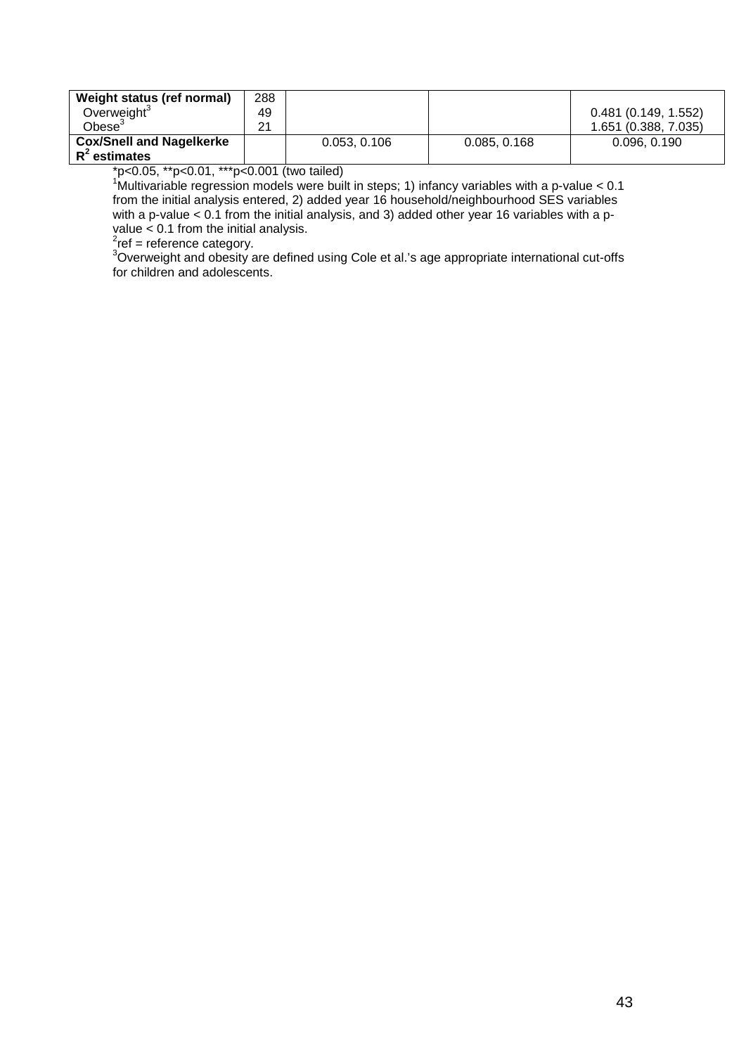| **Weight status (ref normal)** | 288 | | | |
|---|---|---|---|---|
| Overweight[3] | 49 | | | 0.481 (0.149, 1.552) |
| Obese[3] | 21 | | | 1.651 (0.388, 7.035) |
| **Cox/Snell and Nagelkerke $R^2$ estimates** | | 0.053, 0.106 | 0.085, 0.168 | 0.096, 0.190 |

*p<0.05, **p<0.01, ***p<0.001 (two tailed)

[1]Multivariable regression models were built in steps; 1) infancy variables with a p-value < 0.1 from the initial analysis entered, 2) added year 16 household/neighbourhood SES variables with a p-value < 0.1 from the initial analysis, and 3) added other year 16 variables with a p-value < 0.1 from the initial analysis.

[2]ref = reference category.

[3]Overweight and obesity are defined using Cole et al.'s age appropriate international cut-offs for children and adolescents.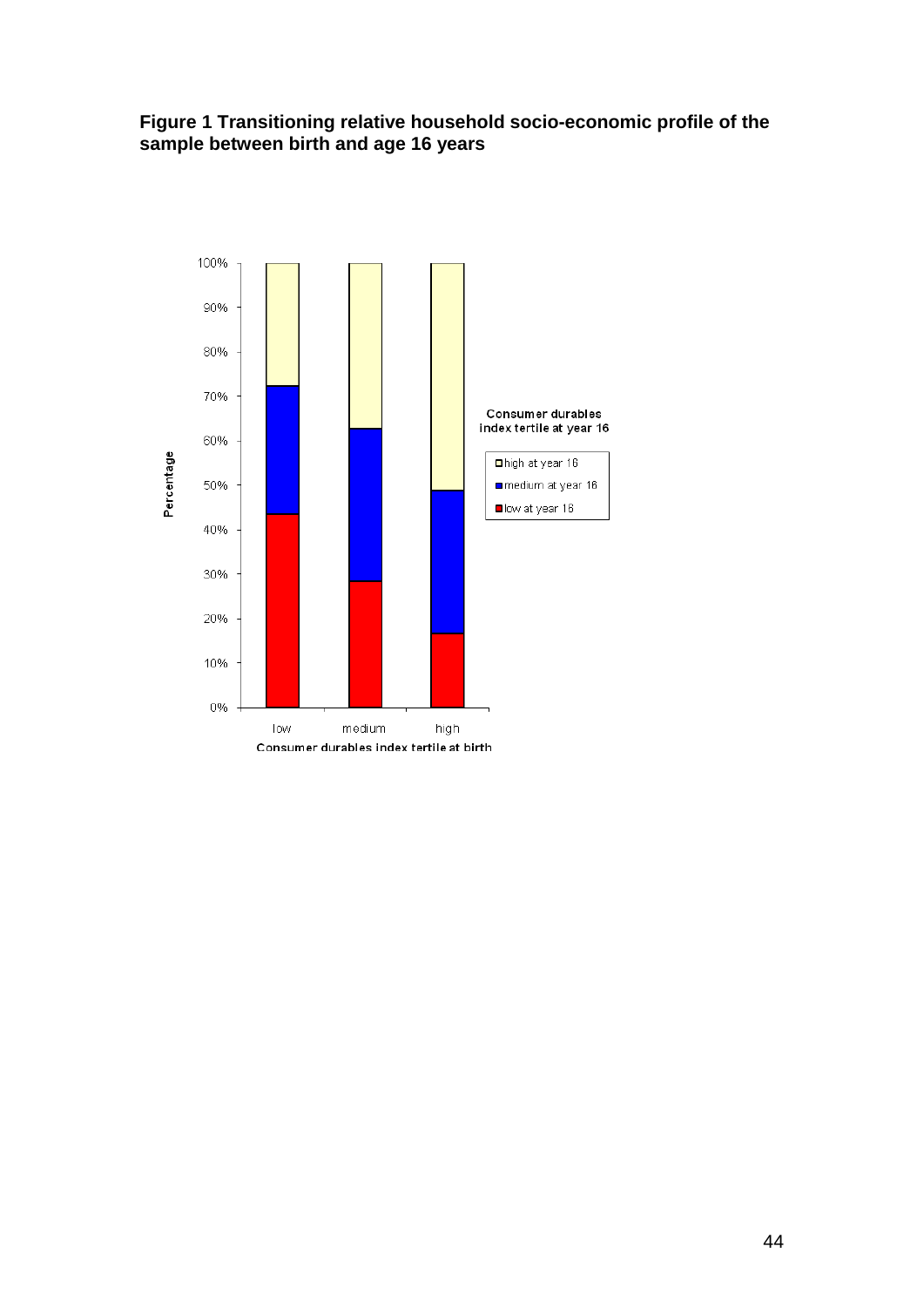**Figure 1 Transitioning relative household socio-economic profile of the sample between birth and age 16 years**

100%
90%
80%
70%
60%
50%
40%
30%
20%
10%
0%

Percentage

low
medium
high

Consumer durables index tertile at birth

Consumer durables index tertile at year 16

high at year 16
medium at year 16
low at year 16